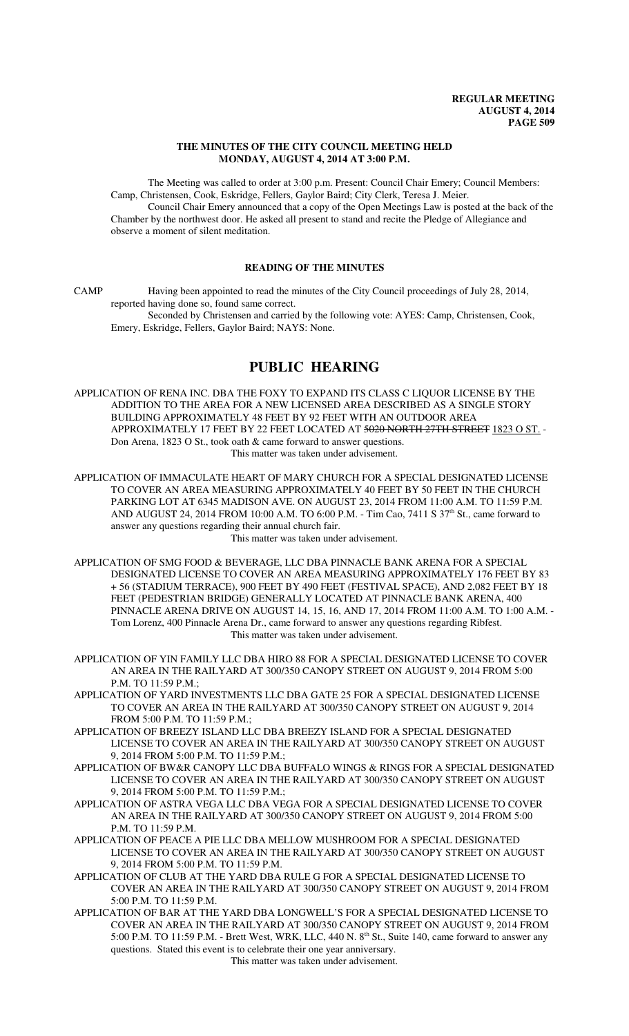**REGULAR MEETING**
**AUGUST 4, 2014**

## THE MINUTES OF THE CITY COUNCIL MEETING HELD MONDAY, AUGUST 4, 2014 AT 3:00 P.M.

The Meeting was called to order at 3:00 p.m. Present: Council Chair Emery; Council Members: Camp, Christensen, Cook, Eskridge, Fellers, Gaylor Baird; City Clerk, Teresa J. Meier.

Council Chair Emery announced that a copy of the Open Meetings Law is posted at the back of the Chamber by the northwest door. He asked all present to stand and recite the Pledge of Allegiance and observe a moment of silent meditation.

## READING OF THE MINUTES

CAMP Having been appointed to read the minutes of the City Council proceedings of July 28, 2014, reported having done so, found same correct.

Seconded by Christensen and carried by the following vote: AYES: Camp, Christensen, Cook, Emery, Eskridge, Fellers, Gaylor Baird; NAYS: None.

# PUBLIC HEARING

APPLICATION OF RENA INC. DBA THE FOXY TO EXPAND ITS CLASS C LIQUOR LICENSE BY THE ADDITION TO THE AREA FOR A NEW LICENSED AREA DESCRIBED AS A SINGLE STORY BUILDING APPROXIMATELY 48 FEET BY 92 FEET WITH AN OUTDOOR AREA APPROXIMATELY 17 FEET BY 22 FEET LOCATED AT ~~5020 NORTH 27TH STREET~~ 1823 O ST. - Don Arena, 1823 O St., took oath & came forward to answer questions.

This matter was taken under advisement.

APPLICATION OF IMMACULATE HEART OF MARY CHURCH FOR A SPECIAL DESIGNATED LICENSE TO COVER AN AREA MEASURING APPROXIMATELY 40 FEET BY 50 FEET IN THE CHURCH PARKING LOT AT 6345 MADISON AVE. ON AUGUST 23, 2014 FROM 11:00 A.M. TO 11:59 P.M. AND AUGUST 24, 2014 FROM 10:00 A.M. TO 6:00 P.M. - Tim Cao, 7411 S 37th St., came forward to answer any questions regarding their annual church fair.

This matter was taken under advisement.

APPLICATION OF SMG FOOD & BEVERAGE, LLC DBA PINNACLE BANK ARENA FOR A SPECIAL DESIGNATED LICENSE TO COVER AN AREA MEASURING APPROXIMATELY 176 FEET BY 83 + 56 (STADIUM TERRACE), 900 FEET BY 490 FEET (FESTIVAL SPACE), AND 2,082 FEET BY 18 FEET (PEDESTRIAN BRIDGE) GENERALLY LOCATED AT PINNACLE BANK ARENA, 400 PINNACLE ARENA DRIVE ON AUGUST 14, 15, 16, AND 17, 2014 FROM 11:00 A.M. TO 1:00 A.M. - Tom Lorenz, 400 Pinnacle Arena Dr., came forward to answer any questions regarding Ribfest.

This matter was taken under advisement.

APPLICATION OF YIN FAMILY LLC DBA HIRO 88 FOR A SPECIAL DESIGNATED LICENSE TO COVER AN AREA IN THE RAILYARD AT 300/350 CANOPY STREET ON AUGUST 9, 2014 FROM 5:00 P.M. TO 11:59 P.M.;

APPLICATION OF YARD INVESTMENTS LLC DBA GATE 25 FOR A SPECIAL DESIGNATED LICENSE TO COVER AN AREA IN THE RAILYARD AT 300/350 CANOPY STREET ON AUGUST 9, 2014 FROM 5:00 P.M. TO 11:59 P.M.;

APPLICATION OF BREEZY ISLAND LLC DBA BREEZY ISLAND FOR A SPECIAL DESIGNATED LICENSE TO COVER AN AREA IN THE RAILYARD AT 300/350 CANOPY STREET ON AUGUST 9, 2014 FROM 5:00 P.M. TO 11:59 P.M.;

APPLICATION OF BW&R CANOPY LLC DBA BUFFALO WINGS & RINGS FOR A SPECIAL DESIGNATED LICENSE TO COVER AN AREA IN THE RAILYARD AT 300/350 CANOPY STREET ON AUGUST 9, 2014 FROM 5:00 P.M. TO 11:59 P.M.;

APPLICATION OF ASTRA VEGA LLC DBA VEGA FOR A SPECIAL DESIGNATED LICENSE TO COVER AN AREA IN THE RAILYARD AT 300/350 CANOPY STREET ON AUGUST 9, 2014 FROM 5:00 P.M. TO 11:59 P.M.

APPLICATION OF PEACE A PIE LLC DBA MELLOW MUSHROOM FOR A SPECIAL DESIGNATED LICENSE TO COVER AN AREA IN THE RAILYARD AT 300/350 CANOPY STREET ON AUGUST 9, 2014 FROM 5:00 P.M. TO 11:59 P.M.

APPLICATION OF CLUB AT THE YARD DBA RULE G FOR A SPECIAL DESIGNATED LICENSE TO COVER AN AREA IN THE RAILYARD AT 300/350 CANOPY STREET ON AUGUST 9, 2014 FROM 5:00 P.M. TO 11:59 P.M.

APPLICATION OF BAR AT THE YARD DBA LONGWELL'S FOR A SPECIAL DESIGNATED LICENSE TO COVER AN AREA IN THE RAILYARD AT 300/350 CANOPY STREET ON AUGUST 9, 2014 FROM 5:00 P.M. TO 11:59 P.M. - Brett West, WRK, LLC, 440 N. 8th St., Suite 140, came forward to answer any questions. Stated this event is to celebrate their one year anniversary.

This matter was taken under advisement.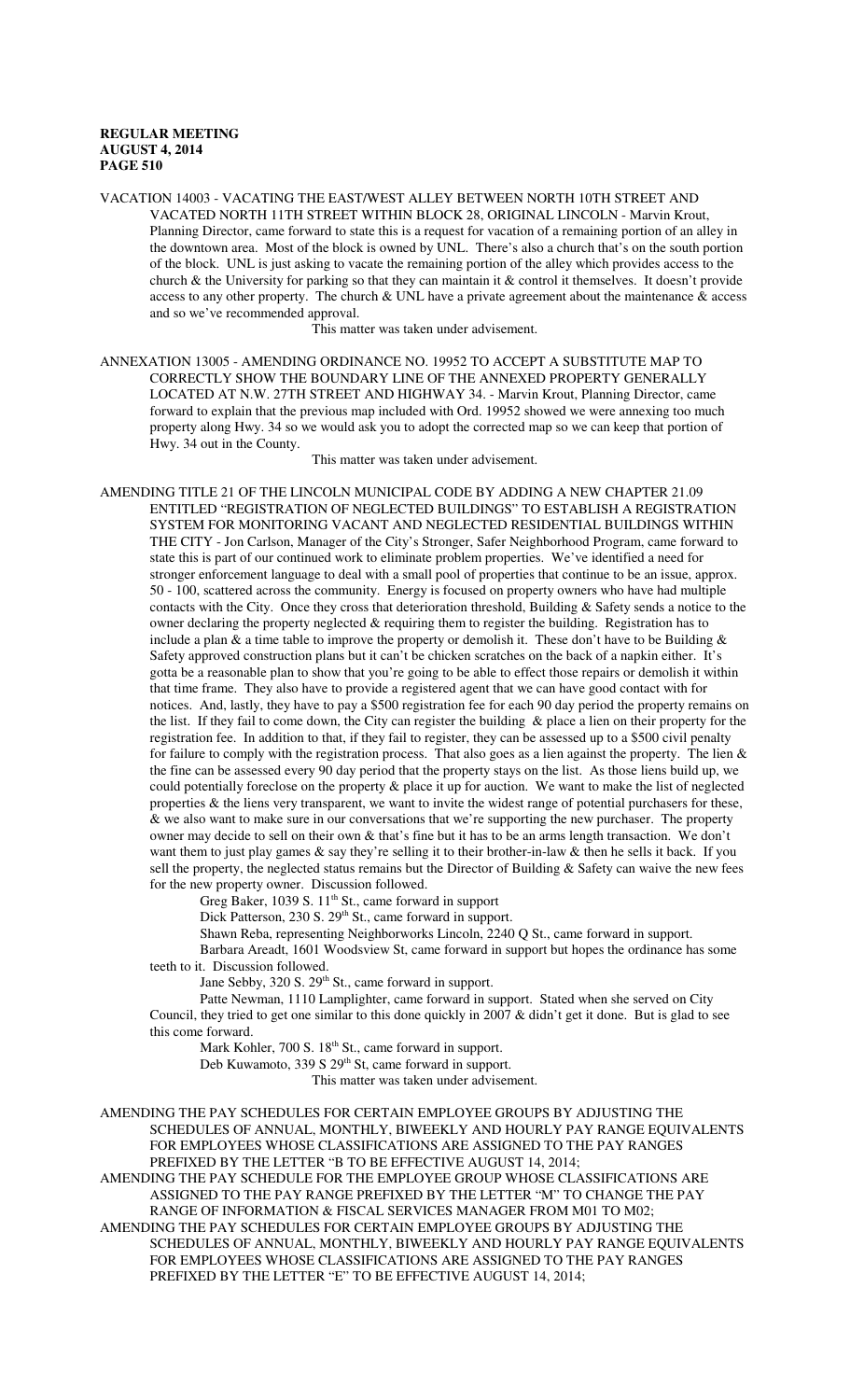VACATION 14003 - VACATING THE EAST/WEST ALLEY BETWEEN NORTH 10TH STREET AND VACATED NORTH 11TH STREET WITHIN BLOCK 28, ORIGINAL LINCOLN - Marvin Krout, Planning Director, came forward to state this is a request for vacation of a remaining portion of an alley in the downtown area. Most of the block is owned by UNL. There's also a church that's on the south portion of the block. UNL is just asking to vacate the remaining portion of the alley which provides access to the church & the University for parking so that they can maintain it & control it themselves. It doesn't provide access to any other property. The church & UNL have a private agreement about the maintenance & access and so we've recommended approval.

This matter was taken under advisement.

ANNEXATION 13005 - AMENDING ORDINANCE NO. 19952 TO ACCEPT A SUBSTITUTE MAP TO CORRECTLY SHOW THE BOUNDARY LINE OF THE ANNEXED PROPERTY GENERALLY LOCATED AT N.W. 27TH STREET AND HIGHWAY 34. - Marvin Krout, Planning Director, came forward to explain that the previous map included with Ord. 19952 showed we were annexing too much property along Hwy. 34 so we would ask you to adopt the corrected map so we can keep that portion of Hwy. 34 out in the County.

This matter was taken under advisement.

AMENDING TITLE 21 OF THE LINCOLN MUNICIPAL CODE BY ADDING A NEW CHAPTER 21.09 ENTITLED "REGISTRATION OF NEGLECTED BUILDINGS" TO ESTABLISH A REGISTRATION SYSTEM FOR MONITORING VACANT AND NEGLECTED RESIDENTIAL BUILDINGS WITHIN THE CITY - Jon Carlson, Manager of the City's Stronger, Safer Neighborhood Program, came forward to state this is part of our continued work to eliminate problem properties. We've identified a need for stronger enforcement language to deal with a small pool of properties that continue to be an issue, approx. 50 - 100, scattered across the community. Energy is focused on property owners who have had multiple contacts with the City. Once they cross that deterioration threshold, Building & Safety sends a notice to the owner declaring the property neglected & requiring them to register the building. Registration has to include a plan & a time table to improve the property or demolish it. These don't have to be Building & Safety approved construction plans but it can't be chicken scratches on the back of a napkin either. It's gotta be a reasonable plan to show that you're going to be able to effect those repairs or demolish it within that time frame. They also have to provide a registered agent that we can have good contact with for notices. And, lastly, they have to pay a $500 registration fee for each 90 day period the property remains on the list. If they fail to come down, the City can register the building & place a lien on their property for the registration fee. In addition to that, if they fail to register, they can be assessed up to a $500 civil penalty for failure to comply with the registration process. That also goes as a lien against the property. The lien & the fine can be assessed every 90 day period that the property stays on the list. As those liens build up, we could potentially foreclose on the property & place it up for auction. We want to make the list of neglected properties & the liens very transparent, we want to invite the widest range of potential purchasers for these, & we also want to make sure in our conversations that we're supporting the new purchaser. The property owner may decide to sell on their own & that's fine but it has to be an arms length transaction. We don't want them to just play games & say they're selling it to their brother-in-law & then he sells it back. If you sell the property, the neglected status remains but the Director of Building & Safety can waive the new fees for the new property owner. Discussion followed.

Greg Baker, 1039 S. 11th St., came forward in support

Dick Patterson, 230 S. 29th St., came forward in support.

Shawn Reba, representing Neighborworks Lincoln, 2240 Q St., came forward in support.

Barbara Areadt, 1601 Woodsview St, came forward in support but hopes the ordinance has some teeth to it. Discussion followed.

Jane Sebby, 320 S. 29th St., came forward in support.

Patte Newman, 1110 Lamplighter, came forward in support. Stated when she served on City Council, they tried to get one similar to this done quickly in 2007 & didn't get it done. But is glad to see this come forward.

Mark Kohler, 700 S. 18th St., came forward in support.

Deb Kuwamoto, 339 S 29th St, came forward in support.

This matter was taken under advisement.

AMENDING THE PAY SCHEDULES FOR CERTAIN EMPLOYEE GROUPS BY ADJUSTING THE SCHEDULES OF ANNUAL, MONTHLY, BIWEEKLY AND HOURLY PAY RANGE EQUIVALENTS FOR EMPLOYEES WHOSE CLASSIFICATIONS ARE ASSIGNED TO THE PAY RANGES PREFIXED BY THE LETTER "B TO BE EFFECTIVE AUGUST 14, 2014;

AMENDING THE PAY SCHEDULE FOR THE EMPLOYEE GROUP WHOSE CLASSIFICATIONS ARE ASSIGNED TO THE PAY RANGE PREFIXED BY THE LETTER "M" TO CHANGE THE PAY RANGE OF INFORMATION & FISCAL SERVICES MANAGER FROM M01 TO M02;

AMENDING THE PAY SCHEDULES FOR CERTAIN EMPLOYEE GROUPS BY ADJUSTING THE SCHEDULES OF ANNUAL, MONTHLY, BIWEEKLY AND HOURLY PAY RANGE EQUIVALENTS FOR EMPLOYEES WHOSE CLASSIFICATIONS ARE ASSIGNED TO THE PAY RANGES PREFIXED BY THE LETTER "E" TO BE EFFECTIVE AUGUST 14, 2014;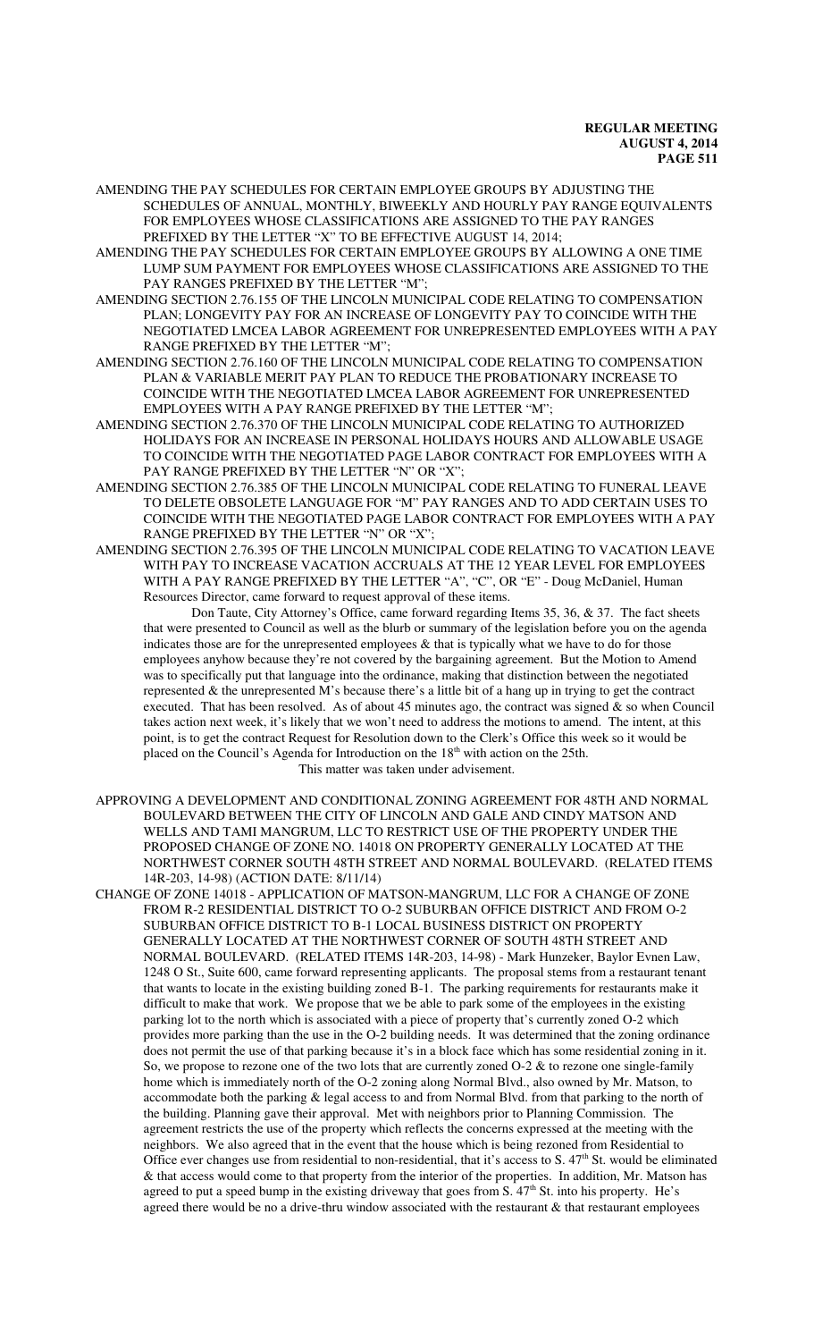AMENDING THE PAY SCHEDULES FOR CERTAIN EMPLOYEE GROUPS BY ADJUSTING THE SCHEDULES OF ANNUAL, MONTHLY, BIWEEKLY AND HOURLY PAY RANGE EQUIVALENTS FOR EMPLOYEES WHOSE CLASSIFICATIONS ARE ASSIGNED TO THE PAY RANGES PREFIXED BY THE LETTER "X" TO BE EFFECTIVE AUGUST 14, 2014;

AMENDING THE PAY SCHEDULES FOR CERTAIN EMPLOYEE GROUPS BY ALLOWING A ONE TIME LUMP SUM PAYMENT FOR EMPLOYEES WHOSE CLASSIFICATIONS ARE ASSIGNED TO THE PAY RANGES PREFIXED BY THE LETTER "M";

AMENDING SECTION 2.76.155 OF THE LINCOLN MUNICIPAL CODE RELATING TO COMPENSATION PLAN; LONGEVITY PAY FOR AN INCREASE OF LONGEVITY PAY TO COINCIDE WITH THE NEGOTIATED LMCEA LABOR AGREEMENT FOR UNREPRESENTED EMPLOYEES WITH A PAY RANGE PREFIXED BY THE LETTER "M";

AMENDING SECTION 2.76.160 OF THE LINCOLN MUNICIPAL CODE RELATING TO COMPENSATION PLAN & VARIABLE MERIT PAY PLAN TO REDUCE THE PROBATIONARY INCREASE TO COINCIDE WITH THE NEGOTIATED LMCEA LABOR AGREEMENT FOR UNREPRESENTED EMPLOYEES WITH A PAY RANGE PREFIXED BY THE LETTER "M";

AMENDING SECTION 2.76.370 OF THE LINCOLN MUNICIPAL CODE RELATING TO AUTHORIZED HOLIDAYS FOR AN INCREASE IN PERSONAL HOLIDAYS HOURS AND ALLOWABLE USAGE TO COINCIDE WITH THE NEGOTIATED PAGE LABOR CONTRACT FOR EMPLOYEES WITH A PAY RANGE PREFIXED BY THE LETTER "N" OR "X";

AMENDING SECTION 2.76.385 OF THE LINCOLN MUNICIPAL CODE RELATING TO FUNERAL LEAVE TO DELETE OBSOLETE LANGUAGE FOR "M" PAY RANGES AND TO ADD CERTAIN USES TO COINCIDE WITH THE NEGOTIATED PAGE LABOR CONTRACT FOR EMPLOYEES WITH A PAY RANGE PREFIXED BY THE LETTER "N" OR "X";

AMENDING SECTION 2.76.395 OF THE LINCOLN MUNICIPAL CODE RELATING TO VACATION LEAVE WITH PAY TO INCREASE VACATION ACCRUALS AT THE 12 YEAR LEVEL FOR EMPLOYEES WITH A PAY RANGE PREFIXED BY THE LETTER "A", "C", OR "E" - Doug McDaniel, Human Resources Director, came forward to request approval of these items.

Don Taute, City Attorney's Office, came forward regarding Items 35, 36, & 37. The fact sheets that were presented to Council as well as the blurb or summary of the legislation before you on the agenda indicates those are for the unrepresented employees & that is typically what we have to do for those employees anyhow because they're not covered by the bargaining agreement. But the Motion to Amend was to specifically put that language into the ordinance, making that distinction between the negotiated represented & the unrepresented M's because there's a little bit of a hang up in trying to get the contract executed. That has been resolved. As of about 45 minutes ago, the contract was signed & so when Council takes action next week, it's likely that we won't need to address the motions to amend. The intent, at this point, is to get the contract Request for Resolution down to the Clerk's Office this week so it would be placed on the Council's Agenda for Introduction on the 18th with action on the 25th.

This matter was taken under advisement.

APPROVING A DEVELOPMENT AND CONDITIONAL ZONING AGREEMENT FOR 48TH AND NORMAL BOULEVARD BETWEEN THE CITY OF LINCOLN AND GALE AND CINDY MATSON AND WELLS AND TAMI MANGRUM, LLC TO RESTRICT USE OF THE PROPERTY UNDER THE PROPOSED CHANGE OF ZONE NO. 14018 ON PROPERTY GENERALLY LOCATED AT THE NORTHWEST CORNER SOUTH 48TH STREET AND NORMAL BOULEVARD. (RELATED ITEMS 14R-203, 14-98) (ACTION DATE: 8/11/14)

CHANGE OF ZONE 14018 - APPLICATION OF MATSON-MANGRUM, LLC FOR A CHANGE OF ZONE FROM R-2 RESIDENTIAL DISTRICT TO O-2 SUBURBAN OFFICE DISTRICT AND FROM O-2 SUBURBAN OFFICE DISTRICT TO B-1 LOCAL BUSINESS DISTRICT ON PROPERTY GENERALLY LOCATED AT THE NORTHWEST CORNER OF SOUTH 48TH STREET AND NORMAL BOULEVARD. (RELATED ITEMS 14R-203, 14-98) - Mark Hunzeker, Baylor Evnen Law, 1248 O St., Suite 600, came forward representing applicants. The proposal stems from a restaurant tenant that wants to locate in the existing building zoned B-1. The parking requirements for restaurants make it difficult to make that work. We propose that we be able to park some of the employees in the existing parking lot to the north which is associated with a piece of property that's currently zoned O-2 which provides more parking than the use in the O-2 building needs. It was determined that the zoning ordinance does not permit the use of that parking because it's in a block face which has some residential zoning in it. So, we propose to rezone one of the two lots that are currently zoned O-2 & to rezone one single-family home which is immediately north of the O-2 zoning along Normal Blvd., also owned by Mr. Matson, to accommodate both the parking & legal access to and from Normal Blvd. from that parking to the north of the building. Planning gave their approval. Met with neighbors prior to Planning Commission. The agreement restricts the use of the property which reflects the concerns expressed at the meeting with the neighbors. We also agreed that in the event that the house which is being rezoned from Residential to Office ever changes use from residential to non-residential, that it's access to S. 47th St. would be eliminated & that access would come to that property from the interior of the properties. In addition, Mr. Matson has agreed to put a speed bump in the existing driveway that goes from S. 47th St. into his property. He's agreed there would be no a drive-thru window associated with the restaurant & that restaurant employees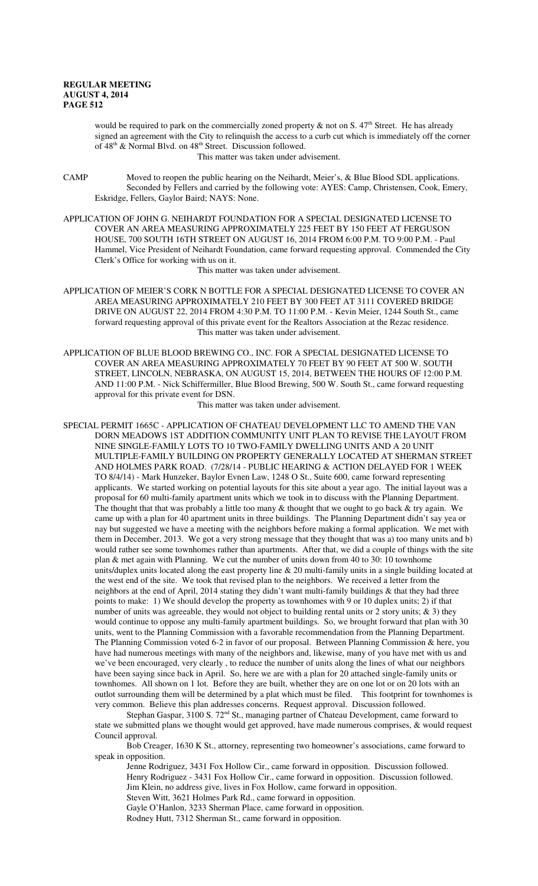would be required to park on the commercially zoned property & not on S. 47th Street. He has already signed an agreement with the City to relinquish the access to a curb cut which is immediately off the corner of 48th & Normal Blvd. on 48th Street. Discussion followed.

This matter was taken under advisement.

CAMP Moved to reopen the public hearing on the Neihardt, Meier's, & Blue Blood SDL applications. Seconded by Fellers and carried by the following vote: AYES: Camp, Christensen, Cook, Emery, Eskridge, Fellers, Gaylor Baird; NAYS: None.

APPLICATION OF JOHN G. NEIHARDT FOUNDATION FOR A SPECIAL DESIGNATED LICENSE TO COVER AN AREA MEASURING APPROXIMATELY 225 FEET BY 150 FEET AT FERGUSON HOUSE, 700 SOUTH 16TH STREET ON AUGUST 16, 2014 FROM 6:00 P.M. TO 9:00 P.M. - Paul Hammel, Vice President of Neihardt Foundation, came forward requesting approval. Commended the City Clerk's Office for working with us on it.

This matter was taken under advisement.

APPLICATION OF MEIER'S CORK N BOTTLE FOR A SPECIAL DESIGNATED LICENSE TO COVER AN AREA MEASURING APPROXIMATELY 210 FEET BY 300 FEET AT 3111 COVERED BRIDGE DRIVE ON AUGUST 22, 2014 FROM 4:30 P.M. TO 11:00 P.M. - Kevin Meier, 1244 South St., came forward requesting approval of this private event for the Realtors Association at the Rezac residence.

This matter was taken under advisement.

APPLICATION OF BLUE BLOOD BREWING CO., INC. FOR A SPECIAL DESIGNATED LICENSE TO COVER AN AREA MEASURING APPROXIMATELY 70 FEET BY 90 FEET AT 500 W. SOUTH STREET, LINCOLN, NEBRASKA, ON AUGUST 15, 2014, BETWEEN THE HOURS OF 12:00 P.M. AND 11:00 P.M. - Nick Schiffermiller, Blue Blood Brewing, 500 W. South St., came forward requesting approval for this private event for DSN.

This matter was taken under advisement.

SPECIAL PERMIT 1665C - APPLICATION OF CHATEAU DEVELOPMENT LLC TO AMEND THE VAN DORN MEADOWS 1ST ADDITION COMMUNITY UNIT PLAN TO REVISE THE LAYOUT FROM NINE SINGLE-FAMILY LOTS TO 10 TWO-FAMILY DWELLING UNITS AND A 20 UNIT MULTIPLE-FAMILY BUILDING ON PROPERTY GENERALLY LOCATED AT SHERMAN STREET AND HOLMES PARK ROAD. (7/28/14 - PUBLIC HEARING & ACTION DELAYED FOR 1 WEEK TO 8/4/14) - Mark Hunzeker, Baylor Evnen Law, 1248 O St., Suite 600, came forward representing applicants. We started working on potential layouts for this site about a year ago. The initial layout was a proposal for 60 multi-family apartment units which we took in to discuss with the Planning Department. The thought that that was probably a little too many & thought that we ought to go back & try again. We came up with a plan for 40 apartment units in three buildings. The Planning Department didn't say yea or nay but suggested we have a meeting with the neighbors before making a formal application. We met with them in December, 2013. We got a very strong message that they thought that was a) too many units and b) would rather see some townhomes rather than apartments. After that, we did a couple of things with the site plan & met again with Planning. We cut the number of units down from 40 to 30: 10 townhome units/duplex units located along the east property line & 20 multi-family units in a single building located at the west end of the site. We took that revised plan to the neighbors. We received a letter from the neighbors at the end of April, 2014 stating they didn't want multi-family buildings & that they had three points to make: 1) We should develop the property as townhomes with 9 or 10 duplex units; 2) if that number of units was agreeable, they would not object to building rental units or 2 story units; & 3) they would continue to oppose any multi-family apartment buildings. So, we brought forward that plan with 30 units, went to the Planning Commission with a favorable recommendation from the Planning Department. The Planning Commission voted 6-2 in favor of our proposal. Between Planning Commission & here, you have had numerous meetings with many of the neighbors and, likewise, many of you have met with us and we've been encouraged, very clearly , to reduce the number of units along the lines of what our neighbors have been saying since back in April. So, here we are with a plan for 20 attached single-family units or townhomes. All shown on 1 lot. Before they are built, whether they are on one lot or on 20 lots with an outlot surrounding them will be determined by a plat which must be filed. This footprint for townhomes is very common. Believe this plan addresses concerns. Request approval. Discussion followed.

Stephan Gaspar, 3100 S. 72nd St., managing partner of Chateau Development, came forward to state we submitted plans we thought would get approved, have made numerous comprises, & would request Council approval.

Bob Creager, 1630 K St., attorney, representing two homeowner's associations, came forward to speak in opposition.

Jenne Rodriguez, 3431 Fox Hollow Cir., came forward in opposition. Discussion followed.

Henry Rodriguez - 3431 Fox Hollow Cir., came forward in opposition. Discussion followed.

Jim Klein, no address give, lives in Fox Hollow, came forward in opposition.

Steven Witt, 3621 Holmes Park Rd., came forward in opposition.

Gayle O'Hanlon, 3233 Sherman Place, came forward in opposition.

Rodney Hutt, 7312 Sherman St., came forward in opposition.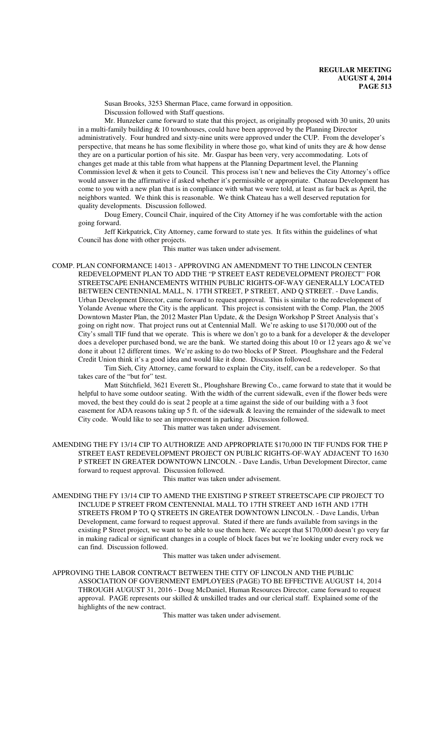Susan Brooks, 3253 Sherman Place, came forward in opposition.

Discussion followed with Staff questions.

Mr. Hunzeker came forward to state that this project, as originally proposed with 30 units, 20 units in a multi-family building & 10 townhouses, could have been approved by the Planning Director administratively. Four hundred and sixty-nine units were approved under the CUP. From the developer's perspective, that means he has some flexibility in where those go, what kind of units they are & how dense they are on a particular portion of his site. Mr. Gaspar has been very, very accommodating. Lots of changes get made at this table from what happens at the Planning Department level, the Planning Commission level & when it gets to Council. This process isn't new and believes the City Attorney's office would answer in the affirmative if asked whether it's permissible or appropriate. Chateau Development has come to you with a new plan that is in compliance with what we were told, at least as far back as April, the neighbors wanted. We think this is reasonable. We think Chateau has a well deserved reputation for quality developments. Discussion followed.

Doug Emery, Council Chair, inquired of the City Attorney if he was comfortable with the action going forward.

Jeff Kirkpatrick, City Attorney, came forward to state yes. It fits within the guidelines of what Council has done with other projects.

This matter was taken under advisement.

COMP. PLAN CONFORMANCE 14013 - APPROVING AN AMENDMENT TO THE LINCOLN CENTER REDEVELOPMENT PLAN TO ADD THE "P STREET EAST REDEVELOPMENT PROJECT" FOR STREETSCAPE ENHANCEMENTS WITHIN PUBLIC RIGHTS-OF-WAY GENERALLY LOCATED BETWEEN CENTENNIAL MALL, N. 17TH STREET, P STREET, AND Q STREET. - Dave Landis, Urban Development Director, came forward to request approval. This is similar to the redevelopment of Yolande Avenue where the City is the applicant. This project is consistent with the Comp. Plan, the 2005 Downtown Master Plan, the 2012 Master Plan Update, & the Design Workshop P Street Analysis that's going on right now. That project runs out at Centennial Mall. We're asking to use $170,000 out of the City's small TIF fund that we operate. This is where we don't go to a bank for a developer & the developer does a developer purchased bond, we are the bank. We started doing this about 10 or 12 years ago & we've done it about 12 different times. We're asking to do two blocks of P Street. Ploughshare and the Federal Credit Union think it's a good idea and would like it done. Discussion followed.

Tim Sieh, City Attorney, came forward to explain the City, itself, can be a redeveloper. So that takes care of the "but for" test.

Matt Stitchfield, 3621 Everett St., Ploughshare Brewing Co., came forward to state that it would be helpful to have some outdoor seating. With the width of the current sidewalk, even if the flower beds were moved, the best they could do is seat 2 people at a time against the side of our building with a 3 foot easement for ADA reasons taking up 5 ft. of the sidewalk & leaving the remainder of the sidewalk to meet City code. Would like to see an improvement in parking. Discussion followed.

This matter was taken under advisement.

AMENDING THE FY 13/14 CIP TO AUTHORIZE AND APPROPRIATE $170,000 IN TIF FUNDS FOR THE P STREET EAST REDEVELOPMENT PROJECT ON PUBLIC RIGHTS-OF-WAY ADJACENT TO 1630 P STREET IN GREATER DOWNTOWN LINCOLN. - Dave Landis, Urban Development Director, came forward to request approval. Discussion followed.

This matter was taken under advisement.

AMENDING THE FY 13/14 CIP TO AMEND THE EXISTING P STREET STREETSCAPE CIP PROJECT TO INCLUDE P STREET FROM CENTENNIAL MALL TO 17TH STREET AND 16TH AND 17TH STREETS FROM P TO Q STREETS IN GREATER DOWNTOWN LINCOLN. - Dave Landis, Urban Development, came forward to request approval. Stated if there are funds available from savings in the existing P Street project, we want to be able to use them here. We accept that $170,000 doesn't go very far in making radical or significant changes in a couple of block faces but we're looking under every rock we can find. Discussion followed.

This matter was taken under advisement.

APPROVING THE LABOR CONTRACT BETWEEN THE CITY OF LINCOLN AND THE PUBLIC ASSOCIATION OF GOVERNMENT EMPLOYEES (PAGE) TO BE EFFECTIVE AUGUST 14, 2014 THROUGH AUGUST 31, 2016 - Doug McDaniel, Human Resources Director, came forward to request approval. PAGE represents our skilled & unskilled trades and our clerical staff. Explained some of the highlights of the new contract.

This matter was taken under advisement.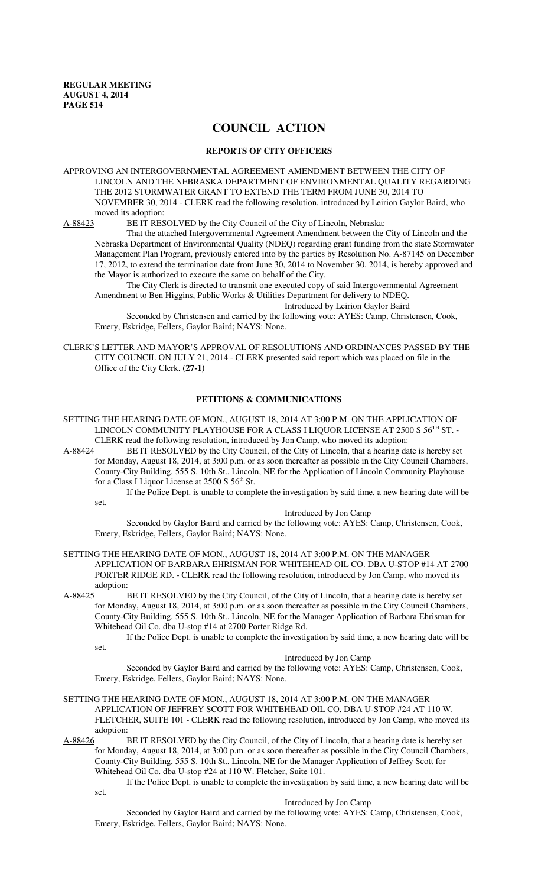# COUNCIL ACTION

## REPORTS OF CITY OFFICERS

APPROVING AN INTERGOVERNMENTAL AGREEMENT AMENDMENT BETWEEN THE CITY OF LINCOLN AND THE NEBRASKA DEPARTMENT OF ENVIRONMENTAL QUALITY REGARDING THE 2012 STORMWATER GRANT TO EXTEND THE TERM FROM JUNE 30, 2014 TO NOVEMBER 30, 2014 - CLERK read the following resolution, introduced by Leirion Gaylor Baird, who moved its adoption:

A-88423 BE IT RESOLVED by the City Council of the City of Lincoln, Nebraska:

That the attached Intergovernmental Agreement Amendment between the City of Lincoln and the Nebraska Department of Environmental Quality (NDEQ) regarding grant funding from the state Stormwater Management Plan Program, previously entered into by the parties by Resolution No. A-87145 on December 17, 2012, to extend the termination date from June 30, 2014 to November 30, 2014, is hereby approved and the Mayor is authorized to execute the same on behalf of the City.

The City Clerk is directed to transmit one executed copy of said Intergovernmental Agreement Amendment to Ben Higgins, Public Works & Utilities Department for delivery to NDEQ.

Introduced by Leirion Gaylor Baird

Seconded by Christensen and carried by the following vote: AYES: Camp, Christensen, Cook, Emery, Eskridge, Fellers, Gaylor Baird; NAYS: None.

CLERK'S LETTER AND MAYOR'S APPROVAL OF RESOLUTIONS AND ORDINANCES PASSED BY THE CITY COUNCIL ON JULY 21, 2014 - CLERK presented said report which was placed on file in the Office of the City Clerk. **(27-1)**

## PETITIONS & COMMUNICATIONS

SETTING THE HEARING DATE OF MON., AUGUST 18, 2014 AT 3:00 P.M. ON THE APPLICATION OF LINCOLN COMMUNITY PLAYHOUSE FOR A CLASS I LIQUOR LICENSE AT 2500 S 56TH ST. - CLERK read the following resolution, introduced by Jon Camp, who moved its adoption:

A-88424 BE IT RESOLVED by the City Council, of the City of Lincoln, that a hearing date is hereby set for Monday, August 18, 2014, at 3:00 p.m. or as soon thereafter as possible in the City Council Chambers, County-City Building, 555 S. 10th St., Lincoln, NE for the Application of Lincoln Community Playhouse for a Class I Liquor License at 2500 S 56th St.

If the Police Dept. is unable to complete the investigation by said time, a new hearing date will be set.

Introduced by Jon Camp

Seconded by Gaylor Baird and carried by the following vote: AYES: Camp, Christensen, Cook, Emery, Eskridge, Fellers, Gaylor Baird; NAYS: None.

SETTING THE HEARING DATE OF MON., AUGUST 18, 2014 AT 3:00 P.M. ON THE MANAGER APPLICATION OF BARBARA EHRISMAN FOR WHITEHEAD OIL CO. DBA U-STOP #14 AT 2700 PORTER RIDGE RD. - CLERK read the following resolution, introduced by Jon Camp, who moved its adoption:

A-88425 BE IT RESOLVED by the City Council, of the City of Lincoln, that a hearing date is hereby set for Monday, August 18, 2014, at 3:00 p.m. or as soon thereafter as possible in the City Council Chambers, County-City Building, 555 S. 10th St., Lincoln, NE for the Manager Application of Barbara Ehrisman for Whitehead Oil Co. dba U-stop #14 at 2700 Porter Ridge Rd.

If the Police Dept. is unable to complete the investigation by said time, a new hearing date will be set.

Introduced by Jon Camp

Seconded by Gaylor Baird and carried by the following vote: AYES: Camp, Christensen, Cook, Emery, Eskridge, Fellers, Gaylor Baird; NAYS: None.

SETTING THE HEARING DATE OF MON., AUGUST 18, 2014 AT 3:00 P.M. ON THE MANAGER APPLICATION OF JEFFREY SCOTT FOR WHITEHEAD OIL CO. DBA U-STOP #24 AT 110 W. FLETCHER, SUITE 101 - CLERK read the following resolution, introduced by Jon Camp, who moved its adoption:

A-88426 BE IT RESOLVED by the City Council, of the City of Lincoln, that a hearing date is hereby set for Monday, August 18, 2014, at 3:00 p.m. or as soon thereafter as possible in the City Council Chambers, County-City Building, 555 S. 10th St., Lincoln, NE for the Manager Application of Jeffrey Scott for Whitehead Oil Co. dba U-stop #24 at 110 W. Fletcher, Suite 101.

If the Police Dept. is unable to complete the investigation by said time, a new hearing date will be set.

Introduced by Jon Camp

Seconded by Gaylor Baird and carried by the following vote: AYES: Camp, Christensen, Cook, Emery, Eskridge, Fellers, Gaylor Baird; NAYS: None.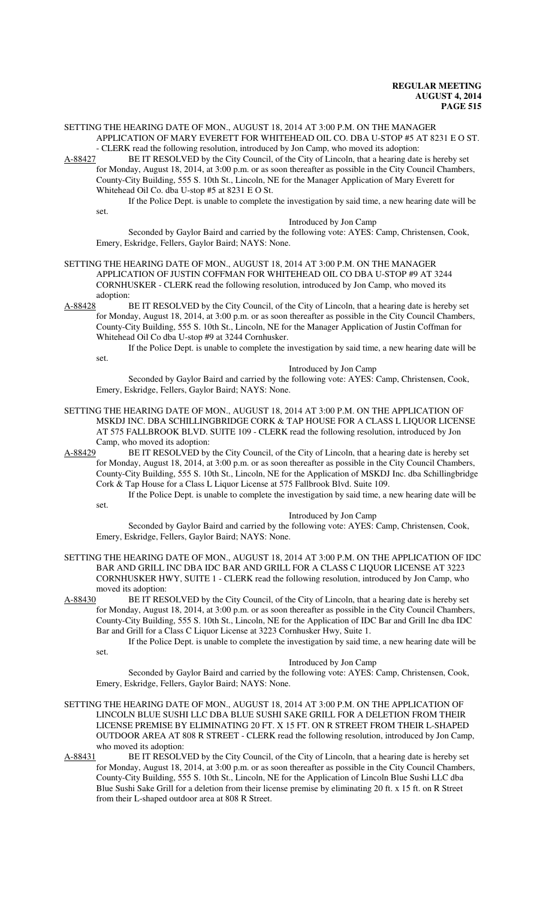SETTING THE HEARING DATE OF MON., AUGUST 18, 2014 AT 3:00 P.M. ON THE MANAGER APPLICATION OF MARY EVERETT FOR WHITEHEAD OIL CO. DBA U-STOP #5 AT 8231 E O ST. - CLERK read the following resolution, introduced by Jon Camp, who moved its adoption:

A-88427 BE IT RESOLVED by the City Council, of the City of Lincoln, that a hearing date is hereby set for Monday, August 18, 2014, at 3:00 p.m. or as soon thereafter as possible in the City Council Chambers, County-City Building, 555 S. 10th St., Lincoln, NE for the Manager Application of Mary Everett for Whitehead Oil Co. dba U-stop #5 at 8231 E O St.

If the Police Dept. is unable to complete the investigation by said time, a new hearing date will be set.

Introduced by Jon Camp

Seconded by Gaylor Baird and carried by the following vote: AYES: Camp, Christensen, Cook, Emery, Eskridge, Fellers, Gaylor Baird; NAYS: None.

SETTING THE HEARING DATE OF MON., AUGUST 18, 2014 AT 3:00 P.M. ON THE MANAGER APPLICATION OF JUSTIN COFFMAN FOR WHITEHEAD OIL CO DBA U-STOP #9 AT 3244 CORNHUSKER - CLERK read the following resolution, introduced by Jon Camp, who moved its adoption:

A-88428 BE IT RESOLVED by the City Council, of the City of Lincoln, that a hearing date is hereby set for Monday, August 18, 2014, at 3:00 p.m. or as soon thereafter as possible in the City Council Chambers, County-City Building, 555 S. 10th St., Lincoln, NE for the Manager Application of Justin Coffman for Whitehead Oil Co dba U-stop #9 at 3244 Cornhusker.

If the Police Dept. is unable to complete the investigation by said time, a new hearing date will be set.

Introduced by Jon Camp

Seconded by Gaylor Baird and carried by the following vote: AYES: Camp, Christensen, Cook, Emery, Eskridge, Fellers, Gaylor Baird; NAYS: None.

SETTING THE HEARING DATE OF MON., AUGUST 18, 2014 AT 3:00 P.M. ON THE APPLICATION OF MSKDJ INC. DBA SCHILLINGBRIDGE CORK & TAP HOUSE FOR A CLASS L LIQUOR LICENSE AT 575 FALLBROOK BLVD. SUITE 109 - CLERK read the following resolution, introduced by Jon Camp, who moved its adoption:

A-88429 BE IT RESOLVED by the City Council, of the City of Lincoln, that a hearing date is hereby set for Monday, August 18, 2014, at 3:00 p.m. or as soon thereafter as possible in the City Council Chambers, County-City Building, 555 S. 10th St., Lincoln, NE for the Application of MSKDJ Inc. dba Schillingbridge Cork & Tap House for a Class L Liquor License at 575 Fallbrook Blvd. Suite 109.

If the Police Dept. is unable to complete the investigation by said time, a new hearing date will be set.

Introduced by Jon Camp

Seconded by Gaylor Baird and carried by the following vote: AYES: Camp, Christensen, Cook, Emery, Eskridge, Fellers, Gaylor Baird; NAYS: None.

SETTING THE HEARING DATE OF MON., AUGUST 18, 2014 AT 3:00 P.M. ON THE APPLICATION OF IDC BAR AND GRILL INC DBA IDC BAR AND GRILL FOR A CLASS C LIQUOR LICENSE AT 3223 CORNHUSKER HWY, SUITE 1 - CLERK read the following resolution, introduced by Jon Camp, who moved its adoption:

A-88430 BE IT RESOLVED by the City Council, of the City of Lincoln, that a hearing date is hereby set for Monday, August 18, 2014, at 3:00 p.m. or as soon thereafter as possible in the City Council Chambers, County-City Building, 555 S. 10th St., Lincoln, NE for the Application of IDC Bar and Grill Inc dba IDC Bar and Grill for a Class C Liquor License at 3223 Cornhusker Hwy, Suite 1.

If the Police Dept. is unable to complete the investigation by said time, a new hearing date will be set.

Introduced by Jon Camp

Seconded by Gaylor Baird and carried by the following vote: AYES: Camp, Christensen, Cook, Emery, Eskridge, Fellers, Gaylor Baird; NAYS: None.

SETTING THE HEARING DATE OF MON., AUGUST 18, 2014 AT 3:00 P.M. ON THE APPLICATION OF LINCOLN BLUE SUSHI LLC DBA BLUE SUSHI SAKE GRILL FOR A DELETION FROM THEIR LICENSE PREMISE BY ELIMINATING 20 FT. X 15 FT. ON R STREET FROM THEIR L-SHAPED OUTDOOR AREA AT 808 R STREET - CLERK read the following resolution, introduced by Jon Camp, who moved its adoption:

A-88431 BE IT RESOLVED by the City Council, of the City of Lincoln, that a hearing date is hereby set for Monday, August 18, 2014, at 3:00 p.m. or as soon thereafter as possible in the City Council Chambers, County-City Building, 555 S. 10th St., Lincoln, NE for the Application of Lincoln Blue Sushi LLC dba Blue Sushi Sake Grill for a deletion from their license premise by eliminating 20 ft. x 15 ft. on R Street from their L-shaped outdoor area at 808 R Street.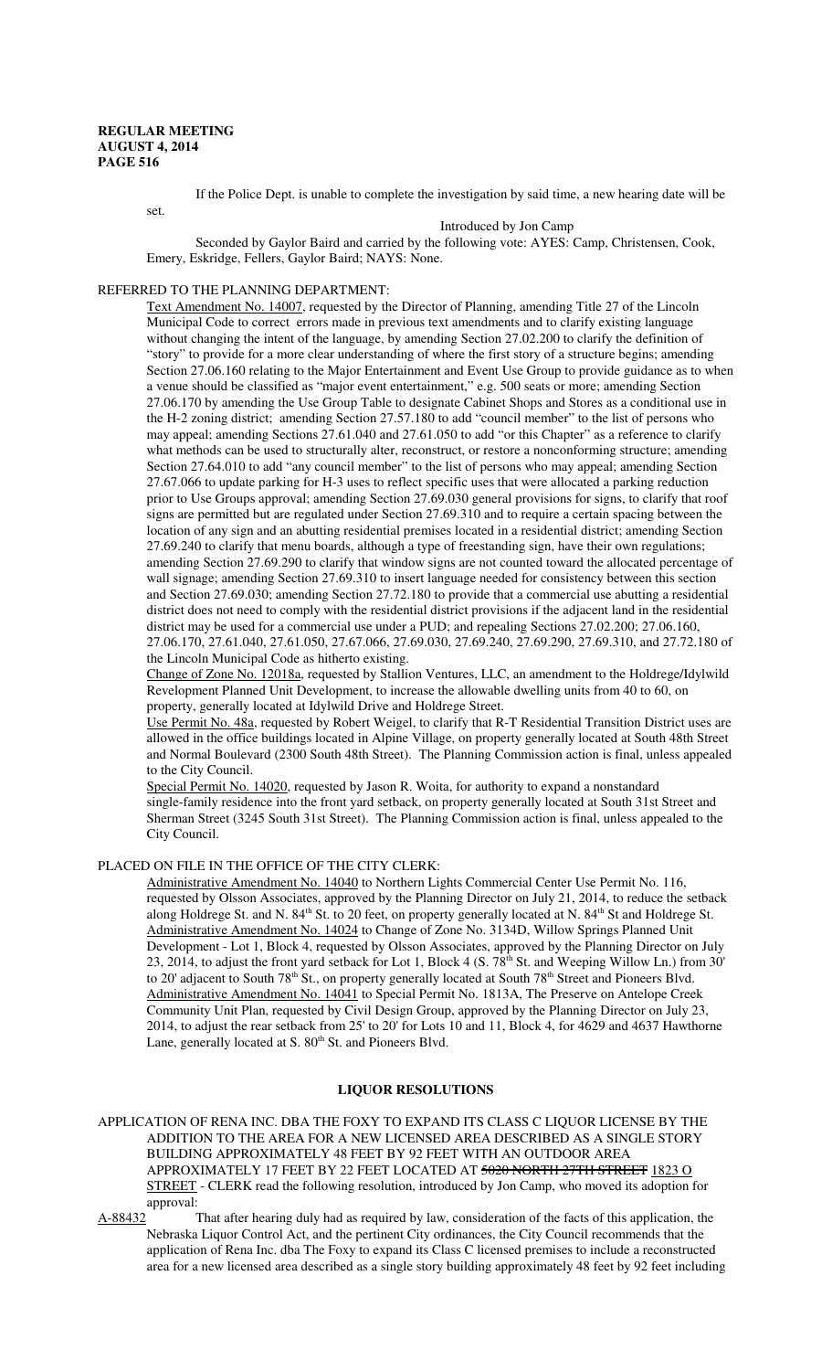If the Police Dept. is unable to complete the investigation by said time, a new hearing date will be set.

Introduced by Jon Camp

Seconded by Gaylor Baird and carried by the following vote: AYES: Camp, Christensen, Cook, Emery, Eskridge, Fellers, Gaylor Baird; NAYS: None.

REFERRED TO THE PLANNING DEPARTMENT:

Text Amendment No. 14007, requested by the Director of Planning, amending Title 27 of the Lincoln Municipal Code to correct errors made in previous text amendments and to clarify existing language without changing the intent of the language, by amending Section 27.02.200 to clarify the definition of "story" to provide for a more clear understanding of where the first story of a structure begins; amending Section 27.06.160 relating to the Major Entertainment and Event Use Group to provide guidance as to when a venue should be classified as "major event entertainment," e.g. 500 seats or more; amending Section 27.06.170 by amending the Use Group Table to designate Cabinet Shops and Stores as a conditional use in the H-2 zoning district; amending Section 27.57.180 to add "council member" to the list of persons who may appeal; amending Sections 27.61.040 and 27.61.050 to add "or this Chapter" as a reference to clarify what methods can be used to structurally alter, reconstruct, or restore a nonconforming structure; amending Section 27.64.010 to add "any council member" to the list of persons who may appeal; amending Section 27.67.066 to update parking for H-3 uses to reflect specific uses that were allocated a parking reduction prior to Use Groups approval; amending Section 27.69.030 general provisions for signs, to clarify that roof signs are permitted but are regulated under Section 27.69.310 and to require a certain spacing between the location of any sign and an abutting residential premises located in a residential district; amending Section 27.69.240 to clarify that menu boards, although a type of freestanding sign, have their own regulations; amending Section 27.69.290 to clarify that window signs are not counted toward the allocated percentage of wall signage; amending Section 27.69.310 to insert language needed for consistency between this section and Section 27.69.030; amending Section 27.72.180 to provide that a commercial use abutting a residential district does not need to comply with the residential district provisions if the adjacent land in the residential district may be used for a commercial use under a PUD; and repealing Sections 27.02.200; 27.06.160, 27.06.170, 27.61.040, 27.61.050, 27.67.066, 27.69.030, 27.69.240, 27.69.290, 27.69.310, and 27.72.180 of the Lincoln Municipal Code as hitherto existing.

Change of Zone No. 12018a, requested by Stallion Ventures, LLC, an amendment to the Holdrege/Idylwild Revelopment Planned Unit Development, to increase the allowable dwelling units from 40 to 60, on property, generally located at Idylwild Drive and Holdrege Street.

Use Permit No. 48a, requested by Robert Weigel, to clarify that R-T Residential Transition District uses are allowed in the office buildings located in Alpine Village, on property generally located at South 48th Street and Normal Boulevard (2300 South 48th Street). The Planning Commission action is final, unless appealed to the City Council.

Special Permit No. 14020, requested by Jason R. Woita, for authority to expand a nonstandard single-family residence into the front yard setback, on property generally located at South 31st Street and Sherman Street (3245 South 31st Street). The Planning Commission action is final, unless appealed to the City Council.

PLACED ON FILE IN THE OFFICE OF THE CITY CLERK:

Administrative Amendment No. 14040 to Northern Lights Commercial Center Use Permit No. 116, requested by Olsson Associates, approved by the Planning Director on July 21, 2014, to reduce the setback along Holdrege St. and N. 84th St. to 20 feet, on property generally located at N. 84th St and Holdrege St.

Administrative Amendment No. 14024 to Change of Zone No. 3134D, Willow Springs Planned Unit Development - Lot 1, Block 4, requested by Olsson Associates, approved by the Planning Director on July 23, 2014, to adjust the front yard setback for Lot 1, Block 4 (S. 78th St. and Weeping Willow Ln.) from 30' to 20' adjacent to South 78th St., on property generally located at South 78th Street and Pioneers Blvd.

Administrative Amendment No. 14041 to Special Permit No. 1813A, The Preserve on Antelope Creek Community Unit Plan, requested by Civil Design Group, approved by the Planning Director on July 23, 2014, to adjust the rear setback from 25' to 20' for Lots 10 and 11, Block 4, for 4629 and 4637 Hawthorne Lane, generally located at S. 80th St. and Pioneers Blvd.

## LIQUOR RESOLUTIONS

APPLICATION OF RENA INC. DBA THE FOXY TO EXPAND ITS CLASS C LIQUOR LICENSE BY THE ADDITION TO THE AREA FOR A NEW LICENSED AREA DESCRIBED AS A SINGLE STORY BUILDING APPROXIMATELY 48 FEET BY 92 FEET WITH AN OUTDOOR AREA APPROXIMATELY 17 FEET BY 22 FEET LOCATED AT ~~5020 NORTH 27TH STREET~~ 1823 O STREET - CLERK read the following resolution, introduced by Jon Camp, who moved its adoption for approval:

A-88432 That after hearing duly had as required by law, consideration of the facts of this application, the Nebraska Liquor Control Act, and the pertinent City ordinances, the City Council recommends that the application of Rena Inc. dba The Foxy to expand its Class C licensed premises to include a reconstructed area for a new licensed area described as a single story building approximately 48 feet by 92 feet including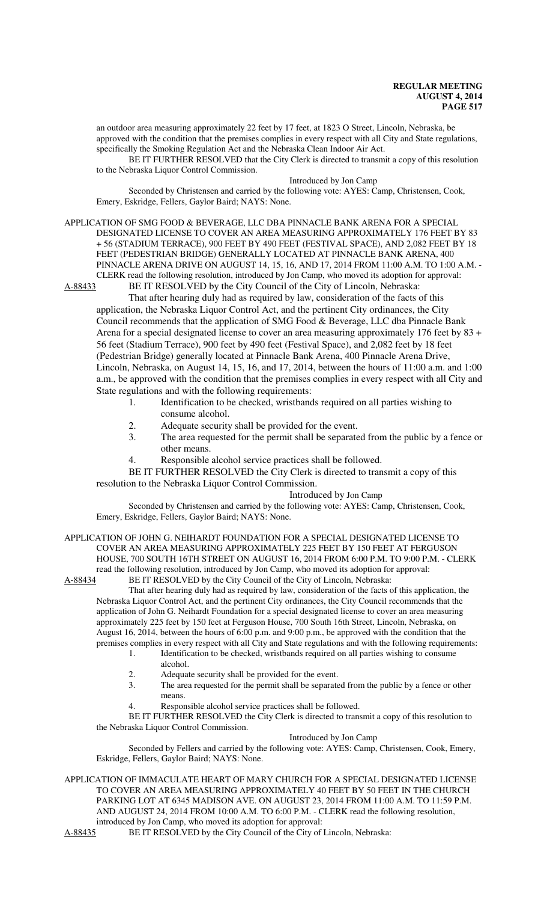an outdoor area measuring approximately 22 feet by 17 feet, at 1823 O Street, Lincoln, Nebraska, be approved with the condition that the premises complies in every respect with all City and State regulations, specifically the Smoking Regulation Act and the Nebraska Clean Indoor Air Act.

BE IT FURTHER RESOLVED that the City Clerk is directed to transmit a copy of this resolution to the Nebraska Liquor Control Commission.

Introduced by Jon Camp

Seconded by Christensen and carried by the following vote: AYES: Camp, Christensen, Cook, Emery, Eskridge, Fellers, Gaylor Baird; NAYS: None.

APPLICATION OF SMG FOOD & BEVERAGE, LLC DBA PINNACLE BANK ARENA FOR A SPECIAL DESIGNATED LICENSE TO COVER AN AREA MEASURING APPROXIMATELY 176 FEET BY 83 + 56 (STADIUM TERRACE), 900 FEET BY 490 FEET (FESTIVAL SPACE), AND 2,082 FEET BY 18 FEET (PEDESTRIAN BRIDGE) GENERALLY LOCATED AT PINNACLE BANK ARENA, 400 PINNACLE ARENA DRIVE ON AUGUST 14, 15, 16, AND 17, 2014 FROM 11:00 A.M. TO 1:00 A.M. - CLERK read the following resolution, introduced by Jon Camp, who moved its adoption for approval:

A-88433 BE IT RESOLVED by the City Council of the City of Lincoln, Nebraska:

That after hearing duly had as required by law, consideration of the facts of this application, the Nebraska Liquor Control Act, and the pertinent City ordinances, the City Council recommends that the application of SMG Food & Beverage, LLC dba Pinnacle Bank Arena for a special designated license to cover an area measuring approximately 176 feet by 83 + 56 feet (Stadium Terrace), 900 feet by 490 feet (Festival Space), and 2,082 feet by 18 feet (Pedestrian Bridge) generally located at Pinnacle Bank Arena, 400 Pinnacle Arena Drive, Lincoln, Nebraska, on August 14, 15, 16, and 17, 2014, between the hours of 11:00 a.m. and 1:00 a.m., be approved with the condition that the premises complies in every respect with all City and State regulations and with the following requirements:

1. Identification to be checked, wristbands required on all parties wishing to consume alcohol.
2. Adequate security shall be provided for the event.
3. The area requested for the permit shall be separated from the public by a fence or other means.
4. Responsible alcohol service practices shall be followed.

BE IT FURTHER RESOLVED the City Clerk is directed to transmit a copy of this resolution to the Nebraska Liquor Control Commission.

Introduced by Jon Camp

Seconded by Christensen and carried by the following vote: AYES: Camp, Christensen, Cook, Emery, Eskridge, Fellers, Gaylor Baird; NAYS: None.

APPLICATION OF JOHN G. NEIHARDT FOUNDATION FOR A SPECIAL DESIGNATED LICENSE TO COVER AN AREA MEASURING APPROXIMATELY 225 FEET BY 150 FEET AT FERGUSON HOUSE, 700 SOUTH 16TH STREET ON AUGUST 16, 2014 FROM 6:00 P.M. TO 9:00 P.M. - CLERK read the following resolution, introduced by Jon Camp, who moved its adoption for approval:

A-88434 BE IT RESOLVED by the City Council of the City of Lincoln, Nebraska:

That after hearing duly had as required by law, consideration of the facts of this application, the Nebraska Liquor Control Act, and the pertinent City ordinances, the City Council recommends that the application of John G. Neihardt Foundation for a special designated license to cover an area measuring approximately 225 feet by 150 feet at Ferguson House, 700 South 16th Street, Lincoln, Nebraska, on August 16, 2014, between the hours of 6:00 p.m. and 9:00 p.m., be approved with the condition that the premises complies in every respect with all City and State regulations and with the following requirements:

1. Identification to be checked, wristbands required on all parties wishing to consume alcohol.
2. Adequate security shall be provided for the event.
3. The area requested for the permit shall be separated from the public by a fence or other means.
4. Responsible alcohol service practices shall be followed.

BE IT FURTHER RESOLVED the City Clerk is directed to transmit a copy of this resolution to the Nebraska Liquor Control Commission.

Introduced by Jon Camp

Seconded by Fellers and carried by the following vote: AYES: Camp, Christensen, Cook, Emery, Eskridge, Fellers, Gaylor Baird; NAYS: None.

APPLICATION OF IMMACULATE HEART OF MARY CHURCH FOR A SPECIAL DESIGNATED LICENSE TO COVER AN AREA MEASURING APPROXIMATELY 40 FEET BY 50 FEET IN THE CHURCH PARKING LOT AT 6345 MADISON AVE. ON AUGUST 23, 2014 FROM 11:00 A.M. TO 11:59 P.M. AND AUGUST 24, 2014 FROM 10:00 A.M. TO 6:00 P.M. - CLERK read the following resolution, introduced by Jon Camp, who moved its adoption for approval:

A-88435 BE IT RESOLVED by the City Council of the City of Lincoln, Nebraska: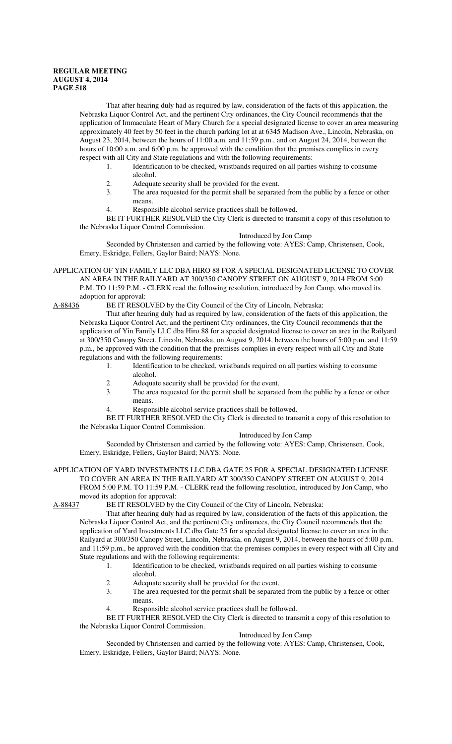That after hearing duly had as required by law, consideration of the facts of this application, the Nebraska Liquor Control Act, and the pertinent City ordinances, the City Council recommends that the application of Immaculate Heart of Mary Church for a special designated license to cover an area measuring approximately 40 feet by 50 feet in the church parking lot at at 6345 Madison Ave., Lincoln, Nebraska, on August 23, 2014, between the hours of 11:00 a.m. and 11:59 p.m., and on August 24, 2014, between the hours of 10:00 a.m. and 6:00 p.m. be approved with the condition that the premises complies in every respect with all City and State regulations and with the following requirements:

1. Identification to be checked, wristbands required on all parties wishing to consume alcohol.
2. Adequate security shall be provided for the event.
3. The area requested for the permit shall be separated from the public by a fence or other means.
4. Responsible alcohol service practices shall be followed.

BE IT FURTHER RESOLVED the City Clerk is directed to transmit a copy of this resolution to the Nebraska Liquor Control Commission.

Introduced by Jon Camp

Seconded by Christensen and carried by the following vote: AYES: Camp, Christensen, Cook, Emery, Eskridge, Fellers, Gaylor Baird; NAYS: None.

APPLICATION OF YIN FAMILY LLC DBA HIRO 88 FOR A SPECIAL DESIGNATED LICENSE TO COVER AN AREA IN THE RAILYARD AT 300/350 CANOPY STREET ON AUGUST 9, 2014 FROM 5:00 P.M. TO 11:59 P.M. - CLERK read the following resolution, introduced by Jon Camp, who moved its adoption for approval:

A-88436 BE IT RESOLVED by the City Council of the City of Lincoln, Nebraska:

That after hearing duly had as required by law, consideration of the facts of this application, the Nebraska Liquor Control Act, and the pertinent City ordinances, the City Council recommends that the application of Yin Family LLC dba Hiro 88 for a special designated license to cover an area in the Railyard at 300/350 Canopy Street, Lincoln, Nebraska, on August 9, 2014, between the hours of 5:00 p.m. and 11:59 p.m., be approved with the condition that the premises complies in every respect with all City and State regulations and with the following requirements:

1. Identification to be checked, wristbands required on all parties wishing to consume alcohol.
2. Adequate security shall be provided for the event.
3. The area requested for the permit shall be separated from the public by a fence or other means.
4. Responsible alcohol service practices shall be followed.

BE IT FURTHER RESOLVED the City Clerk is directed to transmit a copy of this resolution to the Nebraska Liquor Control Commission.

Introduced by Jon Camp

Seconded by Christensen and carried by the following vote: AYES: Camp, Christensen, Cook, Emery, Eskridge, Fellers, Gaylor Baird; NAYS: None.

APPLICATION OF YARD INVESTMENTS LLC DBA GATE 25 FOR A SPECIAL DESIGNATED LICENSE TO COVER AN AREA IN THE RAILYARD AT 300/350 CANOPY STREET ON AUGUST 9, 2014 FROM 5:00 P.M. TO 11:59 P.M. - CLERK read the following resolution, introduced by Jon Camp, who moved its adoption for approval:

A-88437 BE IT RESOLVED by the City Council of the City of Lincoln, Nebraska:

That after hearing duly had as required by law, consideration of the facts of this application, the Nebraska Liquor Control Act, and the pertinent City ordinances, the City Council recommends that the application of Yard Investments LLC dba Gate 25 for a special designated license to cover an area in the Railyard at 300/350 Canopy Street, Lincoln, Nebraska, on August 9, 2014, between the hours of 5:00 p.m. and 11:59 p.m., be approved with the condition that the premises complies in every respect with all City and State regulations and with the following requirements:

1. Identification to be checked, wristbands required on all parties wishing to consume alcohol.
2. Adequate security shall be provided for the event.
3. The area requested for the permit shall be separated from the public by a fence or other means.
4. Responsible alcohol service practices shall be followed.

BE IT FURTHER RESOLVED the City Clerk is directed to transmit a copy of this resolution to the Nebraska Liquor Control Commission.

Introduced by Jon Camp

Seconded by Christensen and carried by the following vote: AYES: Camp, Christensen, Cook, Emery, Eskridge, Fellers, Gaylor Baird; NAYS: None.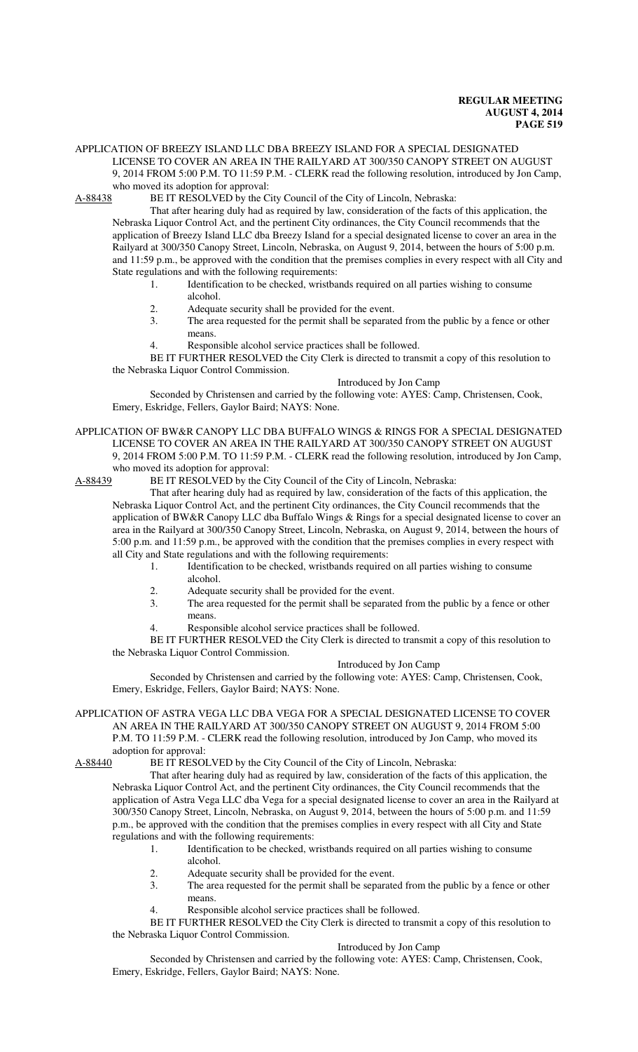APPLICATION OF BREEZY ISLAND LLC DBA BREEZY ISLAND FOR A SPECIAL DESIGNATED LICENSE TO COVER AN AREA IN THE RAILYARD AT 300/350 CANOPY STREET ON AUGUST 9, 2014 FROM 5:00 P.M. TO 11:59 P.M. - CLERK read the following resolution, introduced by Jon Camp, who moved its adoption for approval:

A-88438 BE IT RESOLVED by the City Council of the City of Lincoln, Nebraska:

That after hearing duly had as required by law, consideration of the facts of this application, the Nebraska Liquor Control Act, and the pertinent City ordinances, the City Council recommends that the application of Breezy Island LLC dba Breezy Island for a special designated license to cover an area in the Railyard at 300/350 Canopy Street, Lincoln, Nebraska, on August 9, 2014, between the hours of 5:00 p.m. and 11:59 p.m., be approved with the condition that the premises complies in every respect with all City and State regulations and with the following requirements:

1. Identification to be checked, wristbands required on all parties wishing to consume alcohol.
2. Adequate security shall be provided for the event.
3. The area requested for the permit shall be separated from the public by a fence or other means.
4. Responsible alcohol service practices shall be followed.

BE IT FURTHER RESOLVED the City Clerk is directed to transmit a copy of this resolution to the Nebraska Liquor Control Commission.

Introduced by Jon Camp

Seconded by Christensen and carried by the following vote: AYES: Camp, Christensen, Cook, Emery, Eskridge, Fellers, Gaylor Baird; NAYS: None.

APPLICATION OF BW&R CANOPY LLC DBA BUFFALO WINGS & RINGS FOR A SPECIAL DESIGNATED LICENSE TO COVER AN AREA IN THE RAILYARD AT 300/350 CANOPY STREET ON AUGUST 9, 2014 FROM 5:00 P.M. TO 11:59 P.M. - CLERK read the following resolution, introduced by Jon Camp, who moved its adoption for approval:

A-88439 BE IT RESOLVED by the City Council of the City of Lincoln, Nebraska:

That after hearing duly had as required by law, consideration of the facts of this application, the Nebraska Liquor Control Act, and the pertinent City ordinances, the City Council recommends that the application of BW&R Canopy LLC dba Buffalo Wings & Rings for a special designated license to cover an area in the Railyard at 300/350 Canopy Street, Lincoln, Nebraska, on August 9, 2014, between the hours of 5:00 p.m. and 11:59 p.m., be approved with the condition that the premises complies in every respect with all City and State regulations and with the following requirements:

1. Identification to be checked, wristbands required on all parties wishing to consume alcohol.
2. Adequate security shall be provided for the event.
3. The area requested for the permit shall be separated from the public by a fence or other means.
4. Responsible alcohol service practices shall be followed.

BE IT FURTHER RESOLVED the City Clerk is directed to transmit a copy of this resolution to the Nebraska Liquor Control Commission.

Introduced by Jon Camp

Seconded by Christensen and carried by the following vote: AYES: Camp, Christensen, Cook, Emery, Eskridge, Fellers, Gaylor Baird; NAYS: None.

APPLICATION OF ASTRA VEGA LLC DBA VEGA FOR A SPECIAL DESIGNATED LICENSE TO COVER AN AREA IN THE RAILYARD AT 300/350 CANOPY STREET ON AUGUST 9, 2014 FROM 5:00 P.M. TO 11:59 P.M. - CLERK read the following resolution, introduced by Jon Camp, who moved its adoption for approval:

A-88440 BE IT RESOLVED by the City Council of the City of Lincoln, Nebraska:

That after hearing duly had as required by law, consideration of the facts of this application, the Nebraska Liquor Control Act, and the pertinent City ordinances, the City Council recommends that the application of Astra Vega LLC dba Vega for a special designated license to cover an area in the Railyard at 300/350 Canopy Street, Lincoln, Nebraska, on August 9, 2014, between the hours of 5:00 p.m. and 11:59 p.m., be approved with the condition that the premises complies in every respect with all City and State regulations and with the following requirements:

1. Identification to be checked, wristbands required on all parties wishing to consume alcohol.
2. Adequate security shall be provided for the event.
3. The area requested for the permit shall be separated from the public by a fence or other means.
4. Responsible alcohol service practices shall be followed.

BE IT FURTHER RESOLVED the City Clerk is directed to transmit a copy of this resolution to the Nebraska Liquor Control Commission.

Introduced by Jon Camp

Seconded by Christensen and carried by the following vote: AYES: Camp, Christensen, Cook, Emery, Eskridge, Fellers, Gaylor Baird; NAYS: None.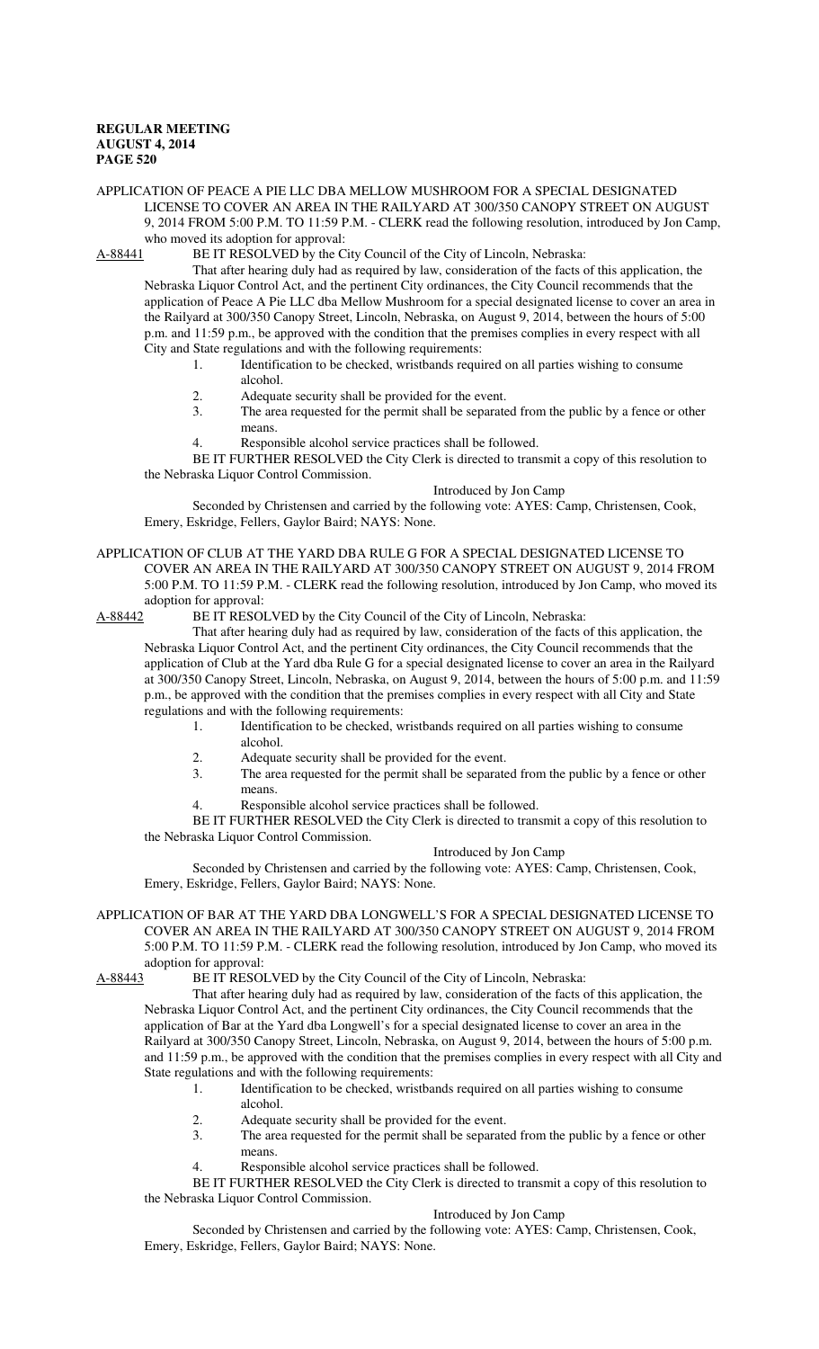APPLICATION OF PEACE A PIE LLC DBA MELLOW MUSHROOM FOR A SPECIAL DESIGNATED LICENSE TO COVER AN AREA IN THE RAILYARD AT 300/350 CANOPY STREET ON AUGUST 9, 2014 FROM 5:00 P.M. TO 11:59 P.M. - CLERK read the following resolution, introduced by Jon Camp, who moved its adoption for approval:

A-88441 BE IT RESOLVED by the City Council of the City of Lincoln, Nebraska:

That after hearing duly had as required by law, consideration of the facts of this application, the Nebraska Liquor Control Act, and the pertinent City ordinances, the City Council recommends that the application of Peace A Pie LLC dba Mellow Mushroom for a special designated license to cover an area in the Railyard at 300/350 Canopy Street, Lincoln, Nebraska, on August 9, 2014, between the hours of 5:00 p.m. and 11:59 p.m., be approved with the condition that the premises complies in every respect with all City and State regulations and with the following requirements:

1. Identification to be checked, wristbands required on all parties wishing to consume alcohol.
2. Adequate security shall be provided for the event.
3. The area requested for the permit shall be separated from the public by a fence or other means.
4. Responsible alcohol service practices shall be followed.

BE IT FURTHER RESOLVED the City Clerk is directed to transmit a copy of this resolution to the Nebraska Liquor Control Commission.

Introduced by Jon Camp

Seconded by Christensen and carried by the following vote: AYES: Camp, Christensen, Cook, Emery, Eskridge, Fellers, Gaylor Baird; NAYS: None.

APPLICATION OF CLUB AT THE YARD DBA RULE G FOR A SPECIAL DESIGNATED LICENSE TO COVER AN AREA IN THE RAILYARD AT 300/350 CANOPY STREET ON AUGUST 9, 2014 FROM 5:00 P.M. TO 11:59 P.M. - CLERK read the following resolution, introduced by Jon Camp, who moved its adoption for approval:

A-88442 BE IT RESOLVED by the City Council of the City of Lincoln, Nebraska:

That after hearing duly had as required by law, consideration of the facts of this application, the Nebraska Liquor Control Act, and the pertinent City ordinances, the City Council recommends that the application of Club at the Yard dba Rule G for a special designated license to cover an area in the Railyard at 300/350 Canopy Street, Lincoln, Nebraska, on August 9, 2014, between the hours of 5:00 p.m. and 11:59 p.m., be approved with the condition that the premises complies in every respect with all City and State regulations and with the following requirements:

1. Identification to be checked, wristbands required on all parties wishing to consume alcohol.
2. Adequate security shall be provided for the event.
3. The area requested for the permit shall be separated from the public by a fence or other means.
4. Responsible alcohol service practices shall be followed.

BE IT FURTHER RESOLVED the City Clerk is directed to transmit a copy of this resolution to the Nebraska Liquor Control Commission.

Introduced by Jon Camp

Seconded by Christensen and carried by the following vote: AYES: Camp, Christensen, Cook, Emery, Eskridge, Fellers, Gaylor Baird; NAYS: None.

APPLICATION OF BAR AT THE YARD DBA LONGWELL'S FOR A SPECIAL DESIGNATED LICENSE TO COVER AN AREA IN THE RAILYARD AT 300/350 CANOPY STREET ON AUGUST 9, 2014 FROM 5:00 P.M. TO 11:59 P.M. - CLERK read the following resolution, introduced by Jon Camp, who moved its adoption for approval:

A-88443 BE IT RESOLVED by the City Council of the City of Lincoln, Nebraska:

That after hearing duly had as required by law, consideration of the facts of this application, the Nebraska Liquor Control Act, and the pertinent City ordinances, the City Council recommends that the application of Bar at the Yard dba Longwell's for a special designated license to cover an area in the Railyard at 300/350 Canopy Street, Lincoln, Nebraska, on August 9, 2014, between the hours of 5:00 p.m. and 11:59 p.m., be approved with the condition that the premises complies in every respect with all City and State regulations and with the following requirements:

1. Identification to be checked, wristbands required on all parties wishing to consume alcohol.
2. Adequate security shall be provided for the event.
3. The area requested for the permit shall be separated from the public by a fence or other means.
4. Responsible alcohol service practices shall be followed.

BE IT FURTHER RESOLVED the City Clerk is directed to transmit a copy of this resolution to the Nebraska Liquor Control Commission.

Introduced by Jon Camp

Seconded by Christensen and carried by the following vote: AYES: Camp, Christensen, Cook, Emery, Eskridge, Fellers, Gaylor Baird; NAYS: None.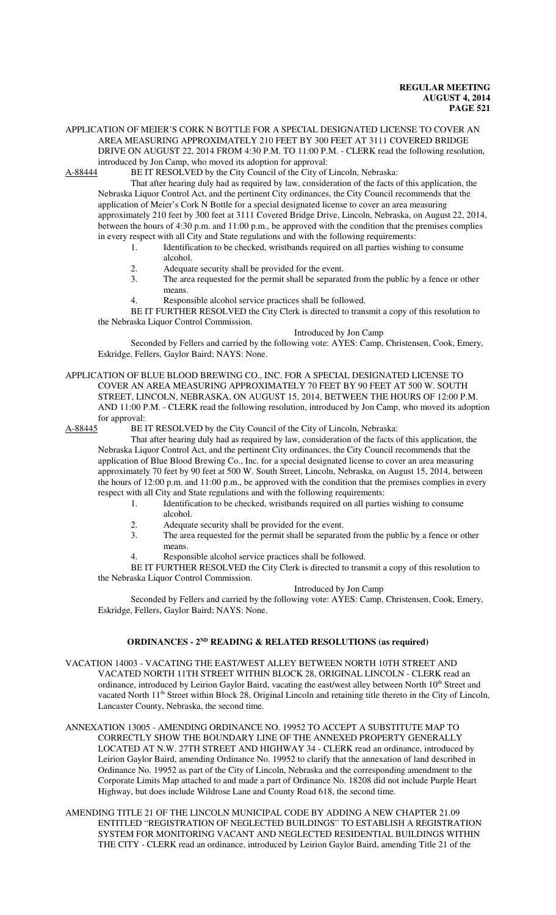APPLICATION OF MEIER'S CORK N BOTTLE FOR A SPECIAL DESIGNATED LICENSE TO COVER AN AREA MEASURING APPROXIMATELY 210 FEET BY 300 FEET AT 3111 COVERED BRIDGE DRIVE ON AUGUST 22, 2014 FROM 4:30 P.M. TO 11:00 P.M. - CLERK read the following resolution, introduced by Jon Camp, who moved its adoption for approval:

A-88444 BE IT RESOLVED by the City Council of the City of Lincoln, Nebraska:

That after hearing duly had as required by law, consideration of the facts of this application, the Nebraska Liquor Control Act, and the pertinent City ordinances, the City Council recommends that the application of Meier's Cork N Bottle for a special designated license to cover an area measuring approximately 210 feet by 300 feet at 3111 Covered Bridge Drive, Lincoln, Nebraska, on August 22, 2014, between the hours of 4:30 p.m. and 11:00 p.m., be approved with the condition that the premises complies in every respect with all City and State regulations and with the following requirements:

1. Identification to be checked, wristbands required on all parties wishing to consume alcohol.
2. Adequate security shall be provided for the event.
3. The area requested for the permit shall be separated from the public by a fence or other means.
4. Responsible alcohol service practices shall be followed.

BE IT FURTHER RESOLVED the City Clerk is directed to transmit a copy of this resolution to the Nebraska Liquor Control Commission.

Introduced by Jon Camp

Seconded by Fellers and carried by the following vote: AYES: Camp, Christensen, Cook, Emery, Eskridge, Fellers, Gaylor Baird; NAYS: None.

APPLICATION OF BLUE BLOOD BREWING CO., INC. FOR A SPECIAL DESIGNATED LICENSE TO COVER AN AREA MEASURING APPROXIMATELY 70 FEET BY 90 FEET AT 500 W. SOUTH STREET, LINCOLN, NEBRASKA, ON AUGUST 15, 2014, BETWEEN THE HOURS OF 12:00 P.M. AND 11:00 P.M. - CLERK read the following resolution, introduced by Jon Camp, who moved its adoption for approval:

A-88445 BE IT RESOLVED by the City Council of the City of Lincoln, Nebraska:

That after hearing duly had as required by law, consideration of the facts of this application, the Nebraska Liquor Control Act, and the pertinent City ordinances, the City Council recommends that the application of Blue Blood Brewing Co., Inc. for a special designated license to cover an area measuring approximately 70 feet by 90 feet at 500 W. South Street, Lincoln, Nebraska, on August 15, 2014, between the hours of 12:00 p.m. and 11:00 p.m., be approved with the condition that the premises complies in every respect with all City and State regulations and with the following requirements:

1. Identification to be checked, wristbands required on all parties wishing to consume alcohol.
2. Adequate security shall be provided for the event.
3. The area requested for the permit shall be separated from the public by a fence or other means.
4. Responsible alcohol service practices shall be followed.

BE IT FURTHER RESOLVED the City Clerk is directed to transmit a copy of this resolution to the Nebraska Liquor Control Commission.

Introduced by Jon Camp

Seconded by Fellers and carried by the following vote: AYES: Camp, Christensen, Cook, Emery, Eskridge, Fellers, Gaylor Baird; NAYS: None.

## ORDINANCES - 2ND READING & RELATED RESOLUTIONS (as required)

VACATION 14003 - VACATING THE EAST/WEST ALLEY BETWEEN NORTH 10TH STREET AND VACATED NORTH 11TH STREET WITHIN BLOCK 28, ORIGINAL LINCOLN - CLERK read an ordinance, introduced by Leirion Gaylor Baird, vacating the east/west alley between North 10th Street and vacated North 11th Street within Block 28, Original Lincoln and retaining title thereto in the City of Lincoln, Lancaster County, Nebraska, the second time.

ANNEXATION 13005 - AMENDING ORDINANCE NO. 19952 TO ACCEPT A SUBSTITUTE MAP TO CORRECTLY SHOW THE BOUNDARY LINE OF THE ANNEXED PROPERTY GENERALLY LOCATED AT N.W. 27TH STREET AND HIGHWAY 34 - CLERK read an ordinance, introduced by Leirion Gaylor Baird, amending Ordinance No. 19952 to clarify that the annexation of land described in Ordinance No. 19952 as part of the City of Lincoln, Nebraska and the corresponding amendment to the Corporate Limits Map attached to and made a part of Ordinance No. 18208 did not include Purple Heart Highway, but does include Wildrose Lane and County Road 618, the second time.

AMENDING TITLE 21 OF THE LINCOLN MUNICIPAL CODE BY ADDING A NEW CHAPTER 21.09 ENTITLED "REGISTRATION OF NEGLECTED BUILDINGS" TO ESTABLISH A REGISTRATION SYSTEM FOR MONITORING VACANT AND NEGLECTED RESIDENTIAL BUILDINGS WITHIN THE CITY - CLERK read an ordinance, introduced by Leirion Gaylor Baird, amending Title 21 of the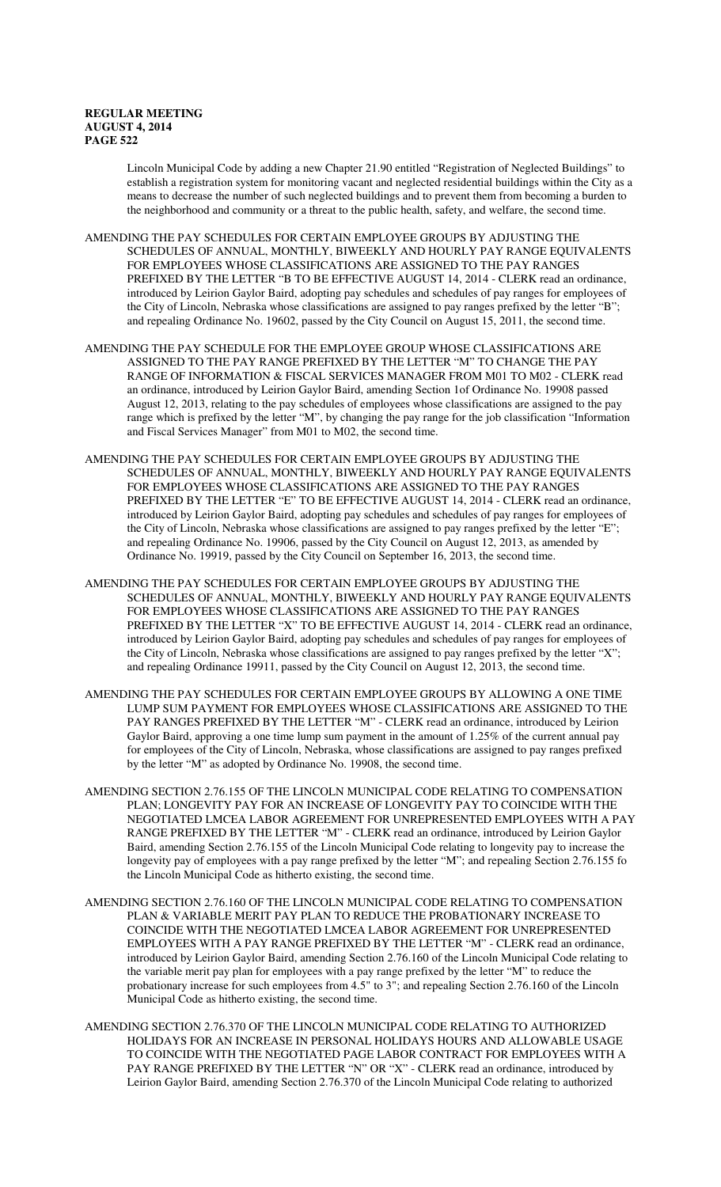Lincoln Municipal Code by adding a new Chapter 21.90 entitled "Registration of Neglected Buildings" to establish a registration system for monitoring vacant and neglected residential buildings within the City as a means to decrease the number of such neglected buildings and to prevent them from becoming a burden to the neighborhood and community or a threat to the public health, safety, and welfare, the second time.

AMENDING THE PAY SCHEDULES FOR CERTAIN EMPLOYEE GROUPS BY ADJUSTING THE SCHEDULES OF ANNUAL, MONTHLY, BIWEEKLY AND HOURLY PAY RANGE EQUIVALENTS FOR EMPLOYEES WHOSE CLASSIFICATIONS ARE ASSIGNED TO THE PAY RANGES PREFIXED BY THE LETTER "B TO BE EFFECTIVE AUGUST 14, 2014 - CLERK read an ordinance, introduced by Leirion Gaylor Baird, adopting pay schedules and schedules of pay ranges for employees of the City of Lincoln, Nebraska whose classifications are assigned to pay ranges prefixed by the letter "B"; and repealing Ordinance No. 19602, passed by the City Council on August 15, 2011, the second time.

AMENDING THE PAY SCHEDULE FOR THE EMPLOYEE GROUP WHOSE CLASSIFICATIONS ARE ASSIGNED TO THE PAY RANGE PREFIXED BY THE LETTER "M" TO CHANGE THE PAY RANGE OF INFORMATION & FISCAL SERVICES MANAGER FROM M01 TO M02 - CLERK read an ordinance, introduced by Leirion Gaylor Baird, amending Section 1of Ordinance No. 19908 passed August 12, 2013, relating to the pay schedules of employees whose classifications are assigned to the pay range which is prefixed by the letter "M", by changing the pay range for the job classification "Information and Fiscal Services Manager" from M01 to M02, the second time.

AMENDING THE PAY SCHEDULES FOR CERTAIN EMPLOYEE GROUPS BY ADJUSTING THE SCHEDULES OF ANNUAL, MONTHLY, BIWEEKLY AND HOURLY PAY RANGE EQUIVALENTS FOR EMPLOYEES WHOSE CLASSIFICATIONS ARE ASSIGNED TO THE PAY RANGES PREFIXED BY THE LETTER "E" TO BE EFFECTIVE AUGUST 14, 2014 - CLERK read an ordinance, introduced by Leirion Gaylor Baird, adopting pay schedules and schedules of pay ranges for employees of the City of Lincoln, Nebraska whose classifications are assigned to pay ranges prefixed by the letter "E"; and repealing Ordinance No. 19906, passed by the City Council on August 12, 2013, as amended by Ordinance No. 19919, passed by the City Council on September 16, 2013, the second time.

AMENDING THE PAY SCHEDULES FOR CERTAIN EMPLOYEE GROUPS BY ADJUSTING THE SCHEDULES OF ANNUAL, MONTHLY, BIWEEKLY AND HOURLY PAY RANGE EQUIVALENTS FOR EMPLOYEES WHOSE CLASSIFICATIONS ARE ASSIGNED TO THE PAY RANGES PREFIXED BY THE LETTER "X" TO BE EFFECTIVE AUGUST 14, 2014 - CLERK read an ordinance, introduced by Leirion Gaylor Baird, adopting pay schedules and schedules of pay ranges for employees of the City of Lincoln, Nebraska whose classifications are assigned to pay ranges prefixed by the letter "X"; and repealing Ordinance 19911, passed by the City Council on August 12, 2013, the second time.

AMENDING THE PAY SCHEDULES FOR CERTAIN EMPLOYEE GROUPS BY ALLOWING A ONE TIME LUMP SUM PAYMENT FOR EMPLOYEES WHOSE CLASSIFICATIONS ARE ASSIGNED TO THE PAY RANGES PREFIXED BY THE LETTER "M" - CLERK read an ordinance, introduced by Leirion Gaylor Baird, approving a one time lump sum payment in the amount of 1.25% of the current annual pay for employees of the City of Lincoln, Nebraska, whose classifications are assigned to pay ranges prefixed by the letter "M" as adopted by Ordinance No. 19908, the second time.

AMENDING SECTION 2.76.155 OF THE LINCOLN MUNICIPAL CODE RELATING TO COMPENSATION PLAN; LONGEVITY PAY FOR AN INCREASE OF LONGEVITY PAY TO COINCIDE WITH THE NEGOTIATED LMCEA LABOR AGREEMENT FOR UNREPRESENTED EMPLOYEES WITH A PAY RANGE PREFIXED BY THE LETTER "M" - CLERK read an ordinance, introduced by Leirion Gaylor Baird, amending Section 2.76.155 of the Lincoln Municipal Code relating to longevity pay to increase the longevity pay of employees with a pay range prefixed by the letter "M"; and repealing Section 2.76.155 fo the Lincoln Municipal Code as hitherto existing, the second time.

AMENDING SECTION 2.76.160 OF THE LINCOLN MUNICIPAL CODE RELATING TO COMPENSATION PLAN & VARIABLE MERIT PAY PLAN TO REDUCE THE PROBATIONARY INCREASE TO COINCIDE WITH THE NEGOTIATED LMCEA LABOR AGREEMENT FOR UNREPRESENTED EMPLOYEES WITH A PAY RANGE PREFIXED BY THE LETTER "M" - CLERK read an ordinance, introduced by Leirion Gaylor Baird, amending Section 2.76.160 of the Lincoln Municipal Code relating to the variable merit pay plan for employees with a pay range prefixed by the letter "M" to reduce the probationary increase for such employees from 4.5" to 3"; and repealing Section 2.76.160 of the Lincoln Municipal Code as hitherto existing, the second time.

AMENDING SECTION 2.76.370 OF THE LINCOLN MUNICIPAL CODE RELATING TO AUTHORIZED HOLIDAYS FOR AN INCREASE IN PERSONAL HOLIDAYS HOURS AND ALLOWABLE USAGE TO COINCIDE WITH THE NEGOTIATED PAGE LABOR CONTRACT FOR EMPLOYEES WITH A PAY RANGE PREFIXED BY THE LETTER "N" OR "X" - CLERK read an ordinance, introduced by Leirion Gaylor Baird, amending Section 2.76.370 of the Lincoln Municipal Code relating to authorized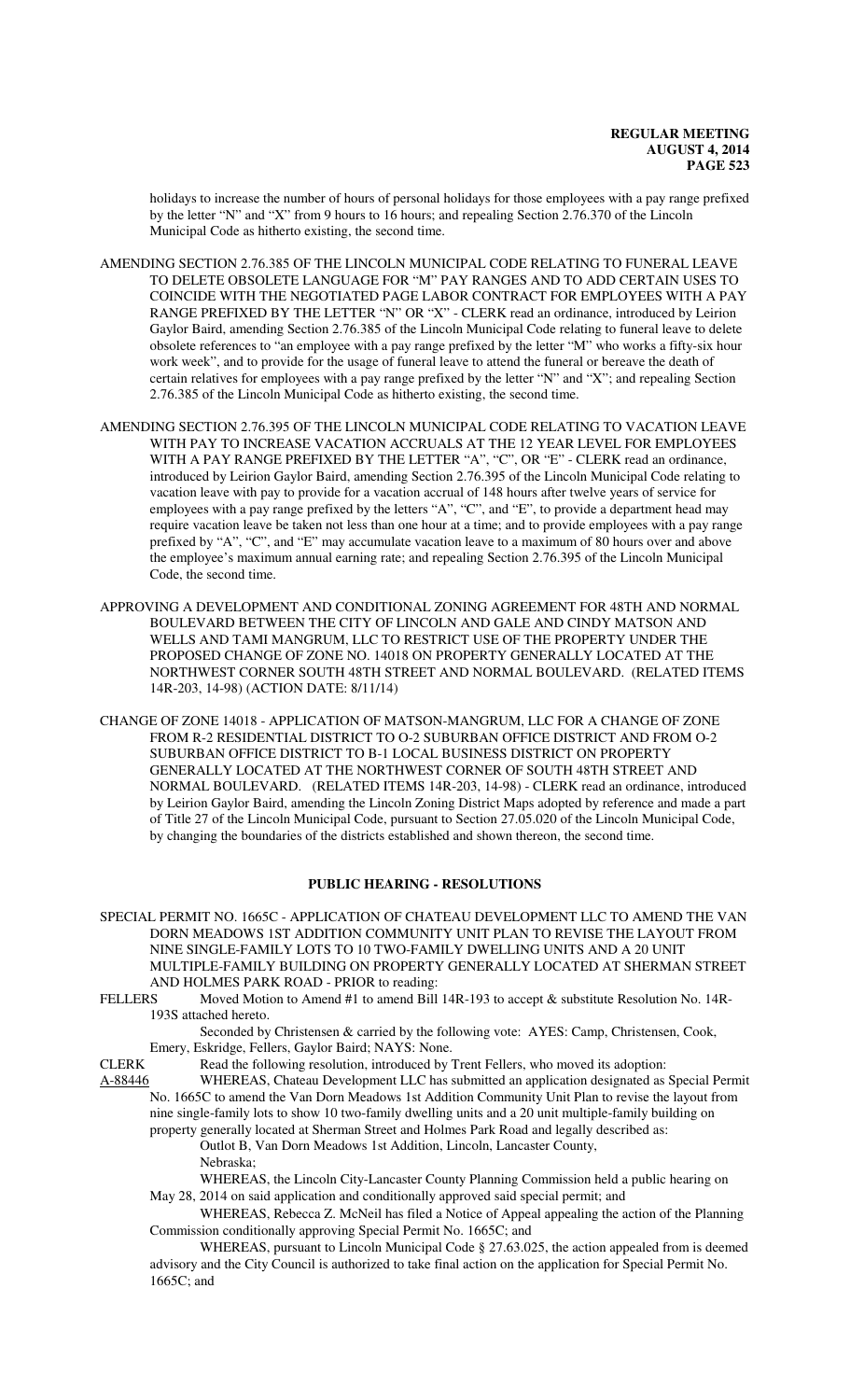holidays to increase the number of hours of personal holidays for those employees with a pay range prefixed by the letter "N" and "X" from 9 hours to 16 hours; and repealing Section 2.76.370 of the Lincoln Municipal Code as hitherto existing, the second time.

AMENDING SECTION 2.76.385 OF THE LINCOLN MUNICIPAL CODE RELATING TO FUNERAL LEAVE TO DELETE OBSOLETE LANGUAGE FOR "M" PAY RANGES AND TO ADD CERTAIN USES TO COINCIDE WITH THE NEGOTIATED PAGE LABOR CONTRACT FOR EMPLOYEES WITH A PAY RANGE PREFIXED BY THE LETTER "N" OR "X" - CLERK read an ordinance, introduced by Leirion Gaylor Baird, amending Section 2.76.385 of the Lincoln Municipal Code relating to funeral leave to delete obsolete references to "an employee with a pay range prefixed by the letter "M" who works a fifty-six hour work week", and to provide for the usage of funeral leave to attend the funeral or bereave the death of certain relatives for employees with a pay range prefixed by the letter "N" and "X"; and repealing Section 2.76.385 of the Lincoln Municipal Code as hitherto existing, the second time.

AMENDING SECTION 2.76.395 OF THE LINCOLN MUNICIPAL CODE RELATING TO VACATION LEAVE WITH PAY TO INCREASE VACATION ACCRUALS AT THE 12 YEAR LEVEL FOR EMPLOYEES WITH A PAY RANGE PREFIXED BY THE LETTER "A", "C", OR "E" - CLERK read an ordinance, introduced by Leirion Gaylor Baird, amending Section 2.76.395 of the Lincoln Municipal Code relating to vacation leave with pay to provide for a vacation accrual of 148 hours after twelve years of service for employees with a pay range prefixed by the letters "A", "C", and "E", to provide a department head may require vacation leave be taken not less than one hour at a time; and to provide employees with a pay range prefixed by "A", "C", and "E" may accumulate vacation leave to a maximum of 80 hours over and above the employee's maximum annual earning rate; and repealing Section 2.76.395 of the Lincoln Municipal Code, the second time.

APPROVING A DEVELOPMENT AND CONDITIONAL ZONING AGREEMENT FOR 48TH AND NORMAL BOULEVARD BETWEEN THE CITY OF LINCOLN AND GALE AND CINDY MATSON AND WELLS AND TAMI MANGRUM, LLC TO RESTRICT USE OF THE PROPERTY UNDER THE PROPOSED CHANGE OF ZONE NO. 14018 ON PROPERTY GENERALLY LOCATED AT THE NORTHWEST CORNER SOUTH 48TH STREET AND NORMAL BOULEVARD. (RELATED ITEMS 14R-203, 14-98) (ACTION DATE: 8/11/14)

CHANGE OF ZONE 14018 - APPLICATION OF MATSON-MANGRUM, LLC FOR A CHANGE OF ZONE FROM R-2 RESIDENTIAL DISTRICT TO O-2 SUBURBAN OFFICE DISTRICT AND FROM O-2 SUBURBAN OFFICE DISTRICT TO B-1 LOCAL BUSINESS DISTRICT ON PROPERTY GENERALLY LOCATED AT THE NORTHWEST CORNER OF SOUTH 48TH STREET AND NORMAL BOULEVARD. (RELATED ITEMS 14R-203, 14-98) - CLERK read an ordinance, introduced by Leirion Gaylor Baird, amending the Lincoln Zoning District Maps adopted by reference and made a part of Title 27 of the Lincoln Municipal Code, pursuant to Section 27.05.020 of the Lincoln Municipal Code, by changing the boundaries of the districts established and shown thereon, the second time.

## PUBLIC HEARING - RESOLUTIONS

SPECIAL PERMIT NO. 1665C - APPLICATION OF CHATEAU DEVELOPMENT LLC TO AMEND THE VAN DORN MEADOWS 1ST ADDITION COMMUNITY UNIT PLAN TO REVISE THE LAYOUT FROM NINE SINGLE-FAMILY LOTS TO 10 TWO-FAMILY DWELLING UNITS AND A 20 UNIT MULTIPLE-FAMILY BUILDING ON PROPERTY GENERALLY LOCATED AT SHERMAN STREET AND HOLMES PARK ROAD - PRIOR to reading:

FELLERS Moved Motion to Amend #1 to amend Bill 14R-193 to accept & substitute Resolution No. 14R-193S attached hereto.

Seconded by Christensen & carried by the following vote: AYES: Camp, Christensen, Cook, Emery, Eskridge, Fellers, Gaylor Baird; NAYS: None.

CLERK Read the following resolution, introduced by Trent Fellers, who moved its adoption:

A-88446 WHEREAS, Chateau Development LLC has submitted an application designated as Special Permit No. 1665C to amend the Van Dorn Meadows 1st Addition Community Unit Plan to revise the layout from nine single-family lots to show 10 two-family dwelling units and a 20 unit multiple-family building on property generally located at Sherman Street and Holmes Park Road and legally described as:

Outlot B, Van Dorn Meadows 1st Addition, Lincoln, Lancaster County, Nebraska;

WHEREAS, the Lincoln City-Lancaster County Planning Commission held a public hearing on May 28, 2014 on said application and conditionally approved said special permit; and

WHEREAS, Rebecca Z. McNeil has filed a Notice of Appeal appealing the action of the Planning Commission conditionally approving Special Permit No. 1665C; and

WHEREAS, pursuant to Lincoln Municipal Code § 27.63.025, the action appealed from is deemed advisory and the City Council is authorized to take final action on the application for Special Permit No. 1665C; and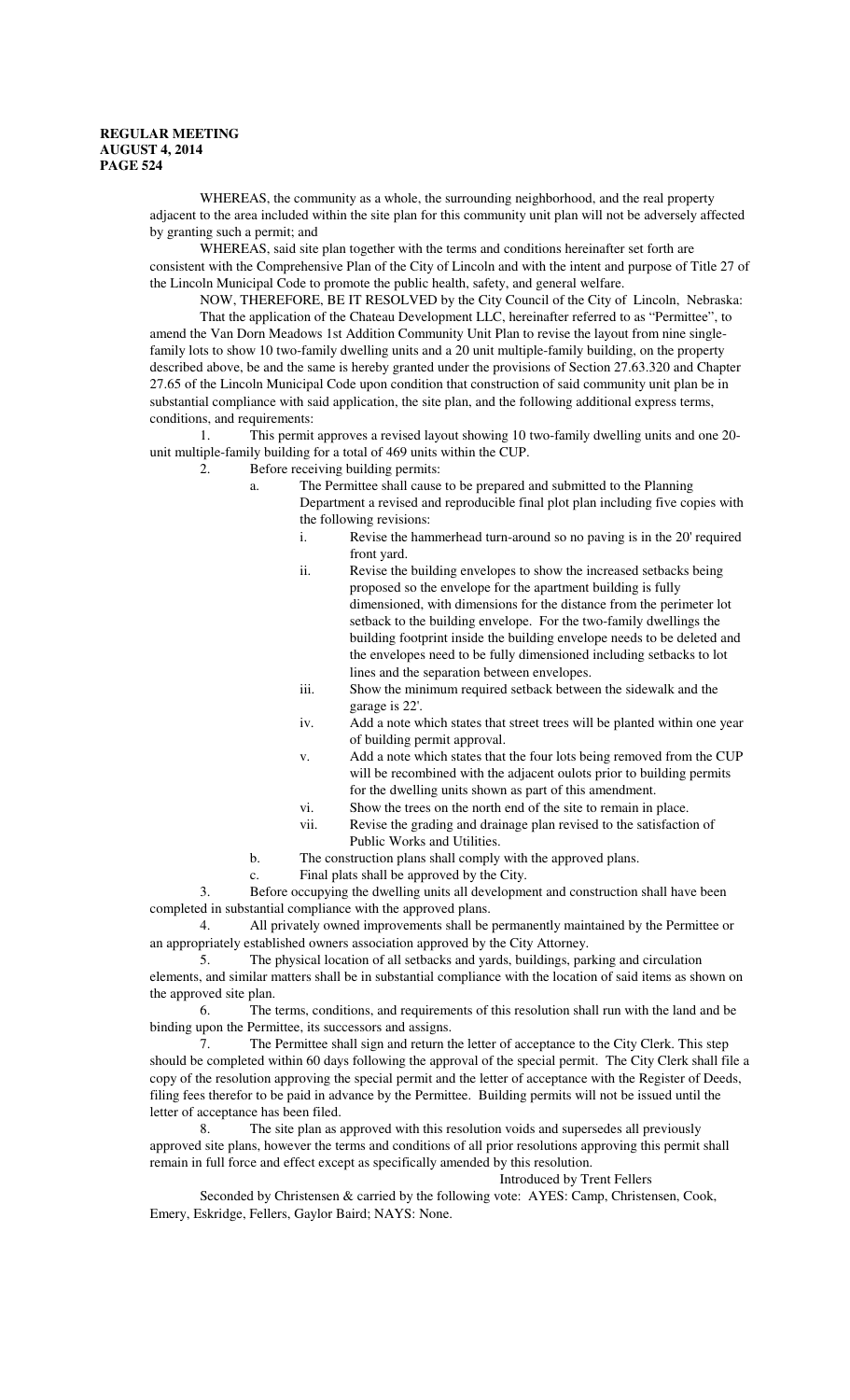WHEREAS, the community as a whole, the surrounding neighborhood, and the real property adjacent to the area included within the site plan for this community unit plan will not be adversely affected by granting such a permit; and

WHEREAS, said site plan together with the terms and conditions hereinafter set forth are consistent with the Comprehensive Plan of the City of Lincoln and with the intent and purpose of Title 27 of the Lincoln Municipal Code to promote the public health, safety, and general welfare.

NOW, THEREFORE, BE IT RESOLVED by the City Council of the City of Lincoln, Nebraska:

That the application of the Chateau Development LLC, hereinafter referred to as "Permittee", to amend the Van Dorn Meadows 1st Addition Community Unit Plan to revise the layout from nine single-family lots to show 10 two-family dwelling units and a 20 unit multiple-family building, on the property described above, be and the same is hereby granted under the provisions of Section 27.63.320 and Chapter 27.65 of the Lincoln Municipal Code upon condition that construction of said community unit plan be in substantial compliance with said application, the site plan, and the following additional express terms, conditions, and requirements:

1. This permit approves a revised layout showing 10 two-family dwelling units and one 20-unit multiple-family building for a total of 469 units within the CUP.
2. Before receiving building permits:
   a. The Permittee shall cause to be prepared and submitted to the Planning Department a revised and reproducible final plot plan including five copies with the following revisions:
      i. Revise the hammerhead turn-around so no paving is in the 20' required front yard.
      ii. Revise the building envelopes to show the increased setbacks being proposed so the envelope for the apartment building is fully dimensioned, with dimensions for the distance from the perimeter lot setback to the building envelope. For the two-family dwellings the building footprint inside the building envelope needs to be deleted and the envelopes need to be fully dimensioned including setbacks to lot lines and the separation between envelopes.
      iii. Show the minimum required setback between the sidewalk and the garage is 22'.
      iv. Add a note which states that street trees will be planted within one year of building permit approval.
      v. Add a note which states that the four lots being removed from the CUP will be recombined with the adjacent oulots prior to building permits for the dwelling units shown as part of this amendment.
      vi. Show the trees on the north end of the site to remain in place.
      vii. Revise the grading and drainage plan revised to the satisfaction of Public Works and Utilities.
   b. The construction plans shall comply with the approved plans.
   c. Final plats shall be approved by the City.
3. Before occupying the dwelling units all development and construction shall have been completed in substantial compliance with the approved plans.
4. All privately owned improvements shall be permanently maintained by the Permittee or an appropriately established owners association approved by the City Attorney.
5. The physical location of all setbacks and yards, buildings, parking and circulation elements, and similar matters shall be in substantial compliance with the location of said items as shown on the approved site plan.
6. The terms, conditions, and requirements of this resolution shall run with the land and be binding upon the Permittee, its successors and assigns.
7. The Permittee shall sign and return the letter of acceptance to the City Clerk. This step should be completed within 60 days following the approval of the special permit. The City Clerk shall file a copy of the resolution approving the special permit and the letter of acceptance with the Register of Deeds, filing fees therefor to be paid in advance by the Permittee. Building permits will not be issued until the letter of acceptance has been filed.
8. The site plan as approved with this resolution voids and supersedes all previously approved site plans, however the terms and conditions of all prior resolutions approving this permit shall remain in full force and effect except as specifically amended by this resolution.

Introduced by Trent Fellers

Seconded by Christensen & carried by the following vote: AYES: Camp, Christensen, Cook, Emery, Eskridge, Fellers, Gaylor Baird; NAYS: None.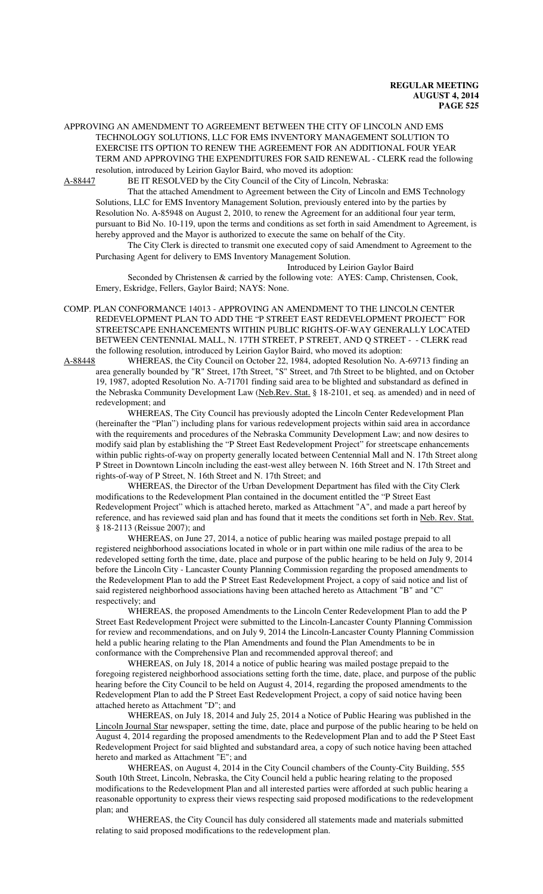APPROVING AN AMENDMENT TO AGREEMENT BETWEEN THE CITY OF LINCOLN AND EMS TECHNOLOGY SOLUTIONS, LLC FOR EMS INVENTORY MANAGEMENT SOLUTION TO EXERCISE ITS OPTION TO RENEW THE AGREEMENT FOR AN ADDITIONAL FOUR YEAR TERM AND APPROVING THE EXPENDITURES FOR SAID RENEWAL - CLERK read the following resolution, introduced by Leirion Gaylor Baird, who moved its adoption:

A-88447 BE IT RESOLVED by the City Council of the City of Lincoln, Nebraska:

That the attached Amendment to Agreement between the City of Lincoln and EMS Technology Solutions, LLC for EMS Inventory Management Solution, previously entered into by the parties by Resolution No. A-85948 on August 2, 2010, to renew the Agreement for an additional four year term, pursuant to Bid No. 10-119, upon the terms and conditions as set forth in said Amendment to Agreement, is hereby approved and the Mayor is authorized to execute the same on behalf of the City.

The City Clerk is directed to transmit one executed copy of said Amendment to Agreement to the Purchasing Agent for delivery to EMS Inventory Management Solution.

Introduced by Leirion Gaylor Baird

Seconded by Christensen & carried by the following vote: AYES: Camp, Christensen, Cook, Emery, Eskridge, Fellers, Gaylor Baird; NAYS: None.

COMP. PLAN CONFORMANCE 14013 - APPROVING AN AMENDMENT TO THE LINCOLN CENTER REDEVELOPMENT PLAN TO ADD THE "P STREET EAST REDEVELOPMENT PROJECT" FOR STREETSCAPE ENHANCEMENTS WITHIN PUBLIC RIGHTS-OF-WAY GENERALLY LOCATED BETWEEN CENTENNIAL MALL, N. 17TH STREET, P STREET, AND Q STREET - - CLERK read the following resolution, introduced by Leirion Gaylor Baird, who moved its adoption:

A-88448 WHEREAS, the City Council on October 22, 1984, adopted Resolution No. A-69713 finding an area generally bounded by "R" Street, 17th Street, "S" Street, and 7th Street to be blighted, and on October 19, 1987, adopted Resolution No. A-71701 finding said area to be blighted and substandard as defined in the Nebraska Community Development Law (Neb.Rev. Stat. § 18-2101, et seq. as amended) and in need of redevelopment; and

WHEREAS, The City Council has previously adopted the Lincoln Center Redevelopment Plan (hereinafter the "Plan") including plans for various redevelopment projects within said area in accordance with the requirements and procedures of the Nebraska Community Development Law; and now desires to modify said plan by establishing the "P Street East Redevelopment Project" for streetscape enhancements within public rights-of-way on property generally located between Centennial Mall and N. 17th Street along P Street in Downtown Lincoln including the east-west alley between N. 16th Street and N. 17th Street and rights-of-way of P Street, N. 16th Street and N. 17th Street; and

WHEREAS, the Director of the Urban Development Department has filed with the City Clerk modifications to the Redevelopment Plan contained in the document entitled the "P Street East Redevelopment Project" which is attached hereto, marked as Attachment "A", and made a part hereof by reference, and has reviewed said plan and has found that it meets the conditions set forth in Neb. Rev. Stat. § 18-2113 (Reissue 2007); and

WHEREAS, on June 27, 2014, a notice of public hearing was mailed postage prepaid to all registered neighborhood associations located in whole or in part within one mile radius of the area to be redeveloped setting forth the time, date, place and purpose of the public hearing to be held on July 9, 2014 before the Lincoln City - Lancaster County Planning Commission regarding the proposed amendments to the Redevelopment Plan to add the P Street East Redevelopment Project, a copy of said notice and list of said registered neighborhood associations having been attached hereto as Attachment "B" and "C" respectively; and

WHEREAS, the proposed Amendments to the Lincoln Center Redevelopment Plan to add the P Street East Redevelopment Project were submitted to the Lincoln-Lancaster County Planning Commission for review and recommendations, and on July 9, 2014 the Lincoln-Lancaster County Planning Commission held a public hearing relating to the Plan Amendments and found the Plan Amendments to be in conformance with the Comprehensive Plan and recommended approval thereof; and

WHEREAS, on July 18, 2014 a notice of public hearing was mailed postage prepaid to the foregoing registered neighborhood associations setting forth the time, date, place, and purpose of the public hearing before the City Council to be held on August 4, 2014, regarding the proposed amendments to the Redevelopment Plan to add the P Street East Redevelopment Project, a copy of said notice having been attached hereto as Attachment "D"; and

WHEREAS, on July 18, 2014 and July 25, 2014 a Notice of Public Hearing was published in the Lincoln Journal Star newspaper, setting the time, date, place and purpose of the public hearing to be held on August 4, 2014 regarding the proposed amendments to the Redevelopment Plan and to add the P Street East Redevelopment Project for said blighted and substandard area, a copy of such notice having been attached hereto and marked as Attachment "E"; and

WHEREAS, on August 4, 2014 in the City Council chambers of the County-City Building, 555 South 10th Street, Lincoln, Nebraska, the City Council held a public hearing relating to the proposed modifications to the Redevelopment Plan and all interested parties were afforded at such public hearing a reasonable opportunity to express their views respecting said proposed modifications to the redevelopment plan; and

WHEREAS, the City Council has duly considered all statements made and materials submitted relating to said proposed modifications to the redevelopment plan.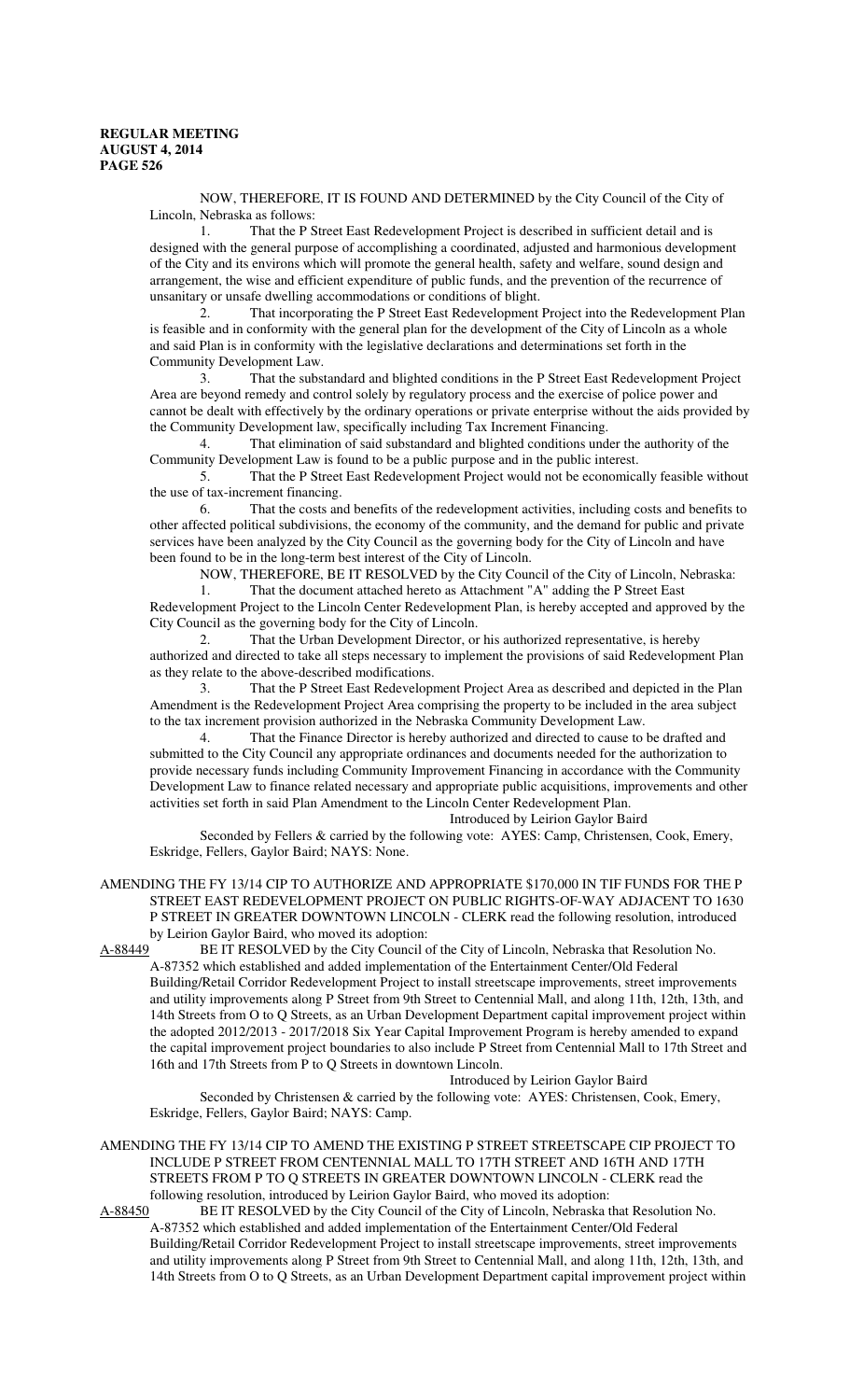NOW, THEREFORE, IT IS FOUND AND DETERMINED by the City Council of the City of Lincoln, Nebraska as follows:

1. That the P Street East Redevelopment Project is described in sufficient detail and is designed with the general purpose of accomplishing a coordinated, adjusted and harmonious development of the City and its environs which will promote the general health, safety and welfare, sound design and arrangement, the wise and efficient expenditure of public funds, and the prevention of the recurrence of unsanitary or unsafe dwelling accommodations or conditions of blight.

2. That incorporating the P Street East Redevelopment Project into the Redevelopment Plan is feasible and in conformity with the general plan for the development of the City of Lincoln as a whole and said Plan is in conformity with the legislative declarations and determinations set forth in the Community Development Law.

3. That the substandard and blighted conditions in the P Street East Redevelopment Project Area are beyond remedy and control solely by regulatory process and the exercise of police power and cannot be dealt with effectively by the ordinary operations or private enterprise without the aids provided by the Community Development law, specifically including Tax Increment Financing.

4. That elimination of said substandard and blighted conditions under the authority of the Community Development Law is found to be a public purpose and in the public interest.

5. That the P Street East Redevelopment Project would not be economically feasible without the use of tax-increment financing.

6. That the costs and benefits of the redevelopment activities, including costs and benefits to other affected political subdivisions, the economy of the community, and the demand for public and private services have been analyzed by the City Council as the governing body for the City of Lincoln and have been found to be in the long-term best interest of the City of Lincoln.

NOW, THEREFORE, BE IT RESOLVED by the City Council of the City of Lincoln, Nebraska:

1. That the document attached hereto as Attachment "A" adding the P Street East Redevelopment Project to the Lincoln Center Redevelopment Plan, is hereby accepted and approved by the City Council as the governing body for the City of Lincoln.

2. That the Urban Development Director, or his authorized representative, is hereby authorized and directed to take all steps necessary to implement the provisions of said Redevelopment Plan as they relate to the above-described modifications.

3. That the P Street East Redevelopment Project Area as described and depicted in the Plan Amendment is the Redevelopment Project Area comprising the property to be included in the area subject to the tax increment provision authorized in the Nebraska Community Development Law.

4. That the Finance Director is hereby authorized and directed to cause to be drafted and submitted to the City Council any appropriate ordinances and documents needed for the authorization to provide necessary funds including Community Improvement Financing in accordance with the Community Development Law to finance related necessary and appropriate public acquisitions, improvements and other activities set forth in said Plan Amendment to the Lincoln Center Redevelopment Plan.

Introduced by Leirion Gaylor Baird

Seconded by Fellers & carried by the following vote: AYES: Camp, Christensen, Cook, Emery, Eskridge, Fellers, Gaylor Baird; NAYS: None.

AMENDING THE FY 13/14 CIP TO AUTHORIZE AND APPROPRIATE $170,000 IN TIF FUNDS FOR THE P STREET EAST REDEVELOPMENT PROJECT ON PUBLIC RIGHTS-OF-WAY ADJACENT TO 1630 P STREET IN GREATER DOWNTOWN LINCOLN - CLERK read the following resolution, introduced by Leirion Gaylor Baird, who moved its adoption:

A-88449 BE IT RESOLVED by the City Council of the City of Lincoln, Nebraska that Resolution No. A-87352 which established and added implementation of the Entertainment Center/Old Federal Building/Retail Corridor Redevelopment Project to install streetscape improvements, street improvements and utility improvements along P Street from 9th Street to Centennial Mall, and along 11th, 12th, 13th, and 14th Streets from O to Q Streets, as an Urban Development Department capital improvement project within the adopted 2012/2013 - 2017/2018 Six Year Capital Improvement Program is hereby amended to expand the capital improvement project boundaries to also include P Street from Centennial Mall to 17th Street and 16th and 17th Streets from P to Q Streets in downtown Lincoln.

Introduced by Leirion Gaylor Baird

Seconded by Christensen & carried by the following vote: AYES: Christensen, Cook, Emery, Eskridge, Fellers, Gaylor Baird; NAYS: Camp.

AMENDING THE FY 13/14 CIP TO AMEND THE EXISTING P STREET STREETSCAPE CIP PROJECT TO INCLUDE P STREET FROM CENTENNIAL MALL TO 17TH STREET AND 16TH AND 17TH STREETS FROM P TO Q STREETS IN GREATER DOWNTOWN LINCOLN - CLERK read the following resolution, introduced by Leirion Gaylor Baird, who moved its adoption:

A-88450 BE IT RESOLVED by the City Council of the City of Lincoln, Nebraska that Resolution No. A-87352 which established and added implementation of the Entertainment Center/Old Federal Building/Retail Corridor Redevelopment Project to install streetscape improvements, street improvements and utility improvements along P Street from 9th Street to Centennial Mall, and along 11th, 12th, 13th, and 14th Streets from O to Q Streets, as an Urban Development Department capital improvement project within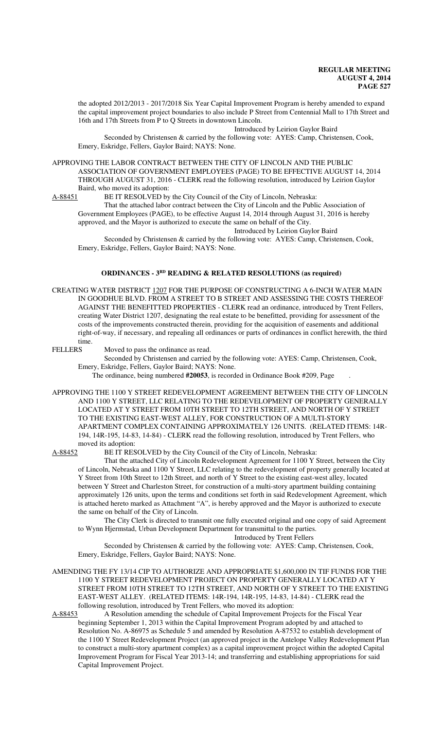the adopted 2012/2013 - 2017/2018 Six Year Capital Improvement Program is hereby amended to expand the capital improvement project boundaries to also include P Street from Centennial Mall to 17th Street and 16th and 17th Streets from P to Q Streets in downtown Lincoln.

Introduced by Leirion Gaylor Baird

Seconded by Christensen & carried by the following vote: AYES: Camp, Christensen, Cook, Emery, Eskridge, Fellers, Gaylor Baird; NAYS: None.

APPROVING THE LABOR CONTRACT BETWEEN THE CITY OF LINCOLN AND THE PUBLIC ASSOCIATION OF GOVERNMENT EMPLOYEES (PAGE) TO BE EFFECTIVE AUGUST 14, 2014 THROUGH AUGUST 31, 2016 - CLERK read the following resolution, introduced by Leirion Gaylor Baird, who moved its adoption:

A-88451 BE IT RESOLVED by the City Council of the City of Lincoln, Nebraska:

That the attached labor contract between the City of Lincoln and the Public Association of Government Employees (PAGE), to be effective August 14, 2014 through August 31, 2016 is hereby approved, and the Mayor is authorized to execute the same on behalf of the City.

Introduced by Leirion Gaylor Baird

Seconded by Christensen & carried by the following vote: AYES: Camp, Christensen, Cook, Emery, Eskridge, Fellers, Gaylor Baird; NAYS: None.

## ORDINANCES - 3RD READING & RELATED RESOLUTIONS (as required)

CREATING WATER DISTRICT 1207 FOR THE PURPOSE OF CONSTRUCTING A 6-INCH WATER MAIN IN GOODHUE BLVD. FROM A STREET TO B STREET AND ASSESSING THE COSTS THEREOF AGAINST THE BENEFITTED PROPERTIES - CLERK read an ordinance, introduced by Trent Fellers, creating Water District 1207, designating the real estate to be benefitted, providing for assessment of the costs of the improvements constructed therein, providing for the acquisition of easements and additional right-of-way, if necessary, and repealing all ordinances or parts of ordinances in conflict herewith, the third time.

FELLERS Moved to pass the ordinance as read.

Seconded by Christensen and carried by the following vote: AYES: Camp, Christensen, Cook, Emery, Eskridge, Fellers, Gaylor Baird; NAYS: None.

The ordinance, being numbered **#20053**, is recorded in Ordinance Book #209, Page .

APPROVING THE 1100 Y STREET REDEVELOPMENT AGREEMENT BETWEEN THE CITY OF LINCOLN AND 1100 Y STREET, LLC RELATING TO THE REDEVELOPMENT OF PROPERTY GENERALLY LOCATED AT Y STREET FROM 10TH STREET TO 12TH STREET, AND NORTH OF Y STREET TO THE EXISTING EAST-WEST ALLEY, FOR CONSTRUCTION OF A MULTI-STORY APARTMENT COMPLEX CONTAINING APPROXIMATELY 126 UNITS. (RELATED ITEMS: 14R-194, 14R-195, 14-83, 14-84) - CLERK read the following resolution, introduced by Trent Fellers, who moved its adoption:

A-88452 BE IT RESOLVED by the City Council of the City of Lincoln, Nebraska:

That the attached City of Lincoln Redevelopment Agreement for 1100 Y Street, between the City of Lincoln, Nebraska and 1100 Y Street, LLC relating to the redevelopment of property generally located at Y Street from 10th Street to 12th Street, and north of Y Street to the existing east-west alley, located between Y Street and Charleston Street, for construction of a multi-story apartment building containing approximately 126 units, upon the terms and conditions set forth in said Redevelopment Agreement, which is attached hereto marked as Attachment "A", is hereby approved and the Mayor is authorized to execute the same on behalf of the City of Lincoln.

The City Clerk is directed to transmit one fully executed original and one copy of said Agreement to Wynn Hjermstad, Urban Development Department for transmittal to the parties.

Introduced by Trent Fellers

Seconded by Christensen & carried by the following vote: AYES: Camp, Christensen, Cook, Emery, Eskridge, Fellers, Gaylor Baird; NAYS: None.

AMENDING THE FY 13/14 CIP TO AUTHORIZE AND APPROPRIATE $1,600,000 IN TIF FUNDS FOR THE 1100 Y STREET REDEVELOPMENT PROJECT ON PROPERTY GENERALLY LOCATED AT Y STREET FROM 10TH STREET TO 12TH STREET, AND NORTH OF Y STREET TO THE EXISTING EAST-WEST ALLEY. (RELATED ITEMS: 14R-194, 14R-195, 14-83, 14-84) - CLERK read the following resolution, introduced by Trent Fellers, who moved its adoption:

A-88453 A Resolution amending the schedule of Capital Improvement Projects for the Fiscal Year beginning September 1, 2013 within the Capital Improvement Program adopted by and attached to Resolution No. A-86975 as Schedule 5 and amended by Resolution A-87532 to establish development of the 1100 Y Street Redevelopment Project (an approved project in the Antelope Valley Redevelopment Plan to construct a multi-story apartment complex) as a capital improvement project within the adopted Capital Improvement Program for Fiscal Year 2013-14; and transferring and establishing appropriations for said Capital Improvement Project.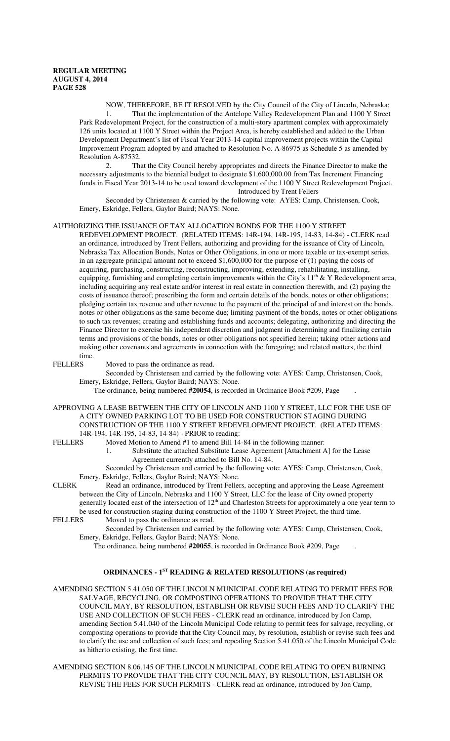NOW, THEREFORE, BE IT RESOLVED by the City Council of the City of Lincoln, Nebraska:

1. That the implementation of the Antelope Valley Redevelopment Plan and 1100 Y Street Park Redevelopment Project, for the construction of a multi-story apartment complex with approximately 126 units located at 1100 Y Street within the Project Area, is hereby established and added to the Urban Development Department's list of Fiscal Year 2013-14 capital improvement projects within the Capital Improvement Program adopted by and attached to Resolution No. A-86975 as Schedule 5 as amended by Resolution A-87532.

2. That the City Council hereby appropriates and directs the Finance Director to make the necessary adjustments to the biennial budget to designate $1,600,000.00 from Tax Increment Financing funds in Fiscal Year 2013-14 to be used toward development of the 1100 Y Street Redevelopment Project.

Introduced by Trent Fellers

Seconded by Christensen & carried by the following vote: AYES: Camp, Christensen, Cook, Emery, Eskridge, Fellers, Gaylor Baird; NAYS: None.

AUTHORIZING THE ISSUANCE OF TAX ALLOCATION BONDS FOR THE 1100 Y STREET REDEVELOPMENT PROJECT. (RELATED ITEMS: 14R-194, 14R-195, 14-83, 14-84) - CLERK read an ordinance, introduced by Trent Fellers, authorizing and providing for the issuance of City of Lincoln, Nebraska Tax Allocation Bonds, Notes or Other Obligations, in one or more taxable or tax-exempt series, in an aggregate principal amount not to exceed $1,600,000 for the purpose of (1) paying the costs of acquiring, purchasing, constructing, reconstructing, improving, extending, rehabilitating, installing, equipping, furnishing and completing certain improvements within the City's 11th & Y Redevelopment area, including acquiring any real estate and/or interest in real estate in connection therewith, and (2) paying the costs of issuance thereof; prescribing the form and certain details of the bonds, notes or other obligations; pledging certain tax revenue and other revenue to the payment of the principal of and interest on the bonds, notes or other obligations as the same become due; limiting payment of the bonds, notes or other obligations to such tax revenues; creating and establishing funds and accounts; delegating, authorizing and directing the Finance Director to exercise his independent discretion and judgment in determining and finalizing certain terms and provisions of the bonds, notes or other obligations not specified herein; taking other actions and making other covenants and agreements in connection with the foregoing; and related matters, the third time.

FELLERS Moved to pass the ordinance as read.

Seconded by Christensen and carried by the following vote: AYES: Camp, Christensen, Cook, Emery, Eskridge, Fellers, Gaylor Baird; NAYS: None.

The ordinance, being numbered **#20054**, is recorded in Ordinance Book #209, Page .

APPROVING A LEASE BETWEEN THE CITY OF LINCOLN AND 1100 Y STREET, LLC FOR THE USE OF A CITY OWNED PARKING LOT TO BE USED FOR CONSTRUCTION STAGING DURING CONSTRUCTION OF THE 1100 Y STREET REDEVELOPMENT PROJECT. (RELATED ITEMS: 14R-194, 14R-195, 14-83, 14-84) - PRIOR to reading:

FELLERS Moved Motion to Amend #1 to amend Bill 14-84 in the following manner:

1. Substitute the attached Substitute Lease Agreement [Attachment A] for the Lease Agreement currently attached to Bill No. 14-84.

Seconded by Christensen and carried by the following vote: AYES: Camp, Christensen, Cook, Emery, Eskridge, Fellers, Gaylor Baird; NAYS: None.

CLERK Read an ordinance, introduced by Trent Fellers, accepting and approving the Lease Agreement between the City of Lincoln, Nebraska and 1100 Y Street, LLC for the lease of City owned property generally located east of the intersection of 12th and Charleston Streets for approximately a one year term to be used for construction staging during construction of the 1100 Y Street Project, the third time.

FELLERS Moved to pass the ordinance as read.

Seconded by Christensen and carried by the following vote: AYES: Camp, Christensen, Cook, Emery, Eskridge, Fellers, Gaylor Baird; NAYS: None.

The ordinance, being numbered **#20055**, is recorded in Ordinance Book #209, Page .

## ORDINANCES - 1ST READING & RELATED RESOLUTIONS (as required)

AMENDING SECTION 5.41.050 OF THE LINCOLN MUNICIPAL CODE RELATING TO PERMIT FEES FOR SALVAGE, RECYCLING, OR COMPOSTING OPERATIONS TO PROVIDE THAT THE CITY COUNCIL MAY, BY RESOLUTION, ESTABLISH OR REVISE SUCH FEES AND TO CLARIFY THE USE AND COLLECTION OF SUCH FEES - CLERK read an ordinance, introduced by Jon Camp, amending Section 5.41.040 of the Lincoln Municipal Code relating to permit fees for salvage, recycling, or composting operations to provide that the City Council may, by resolution, establish or revise such fees and to clarify the use and collection of such fees; and repealing Section 5.41.050 of the Lincoln Municipal Code as hitherto existing, the first time.

AMENDING SECTION 8.06.145 OF THE LINCOLN MUNICIPAL CODE RELATING TO OPEN BURNING PERMITS TO PROVIDE THAT THE CITY COUNCIL MAY, BY RESOLUTION, ESTABLISH OR REVISE THE FEES FOR SUCH PERMITS - CLERK read an ordinance, introduced by Jon Camp,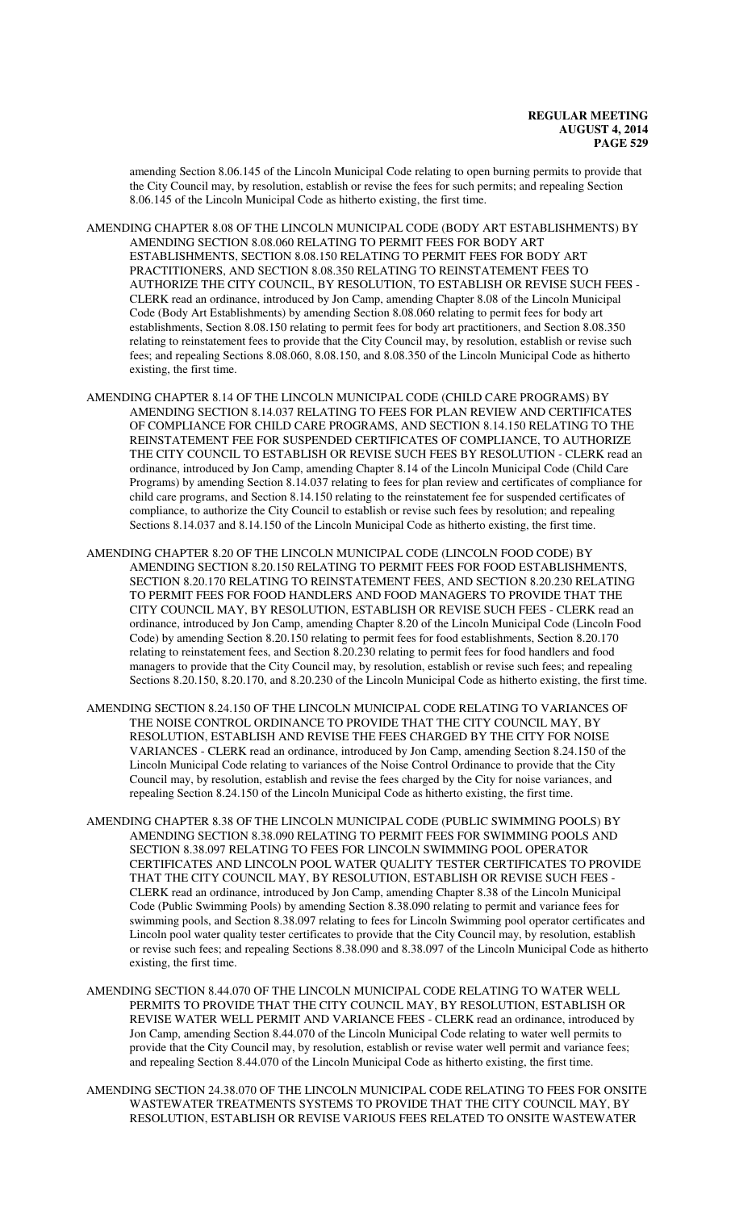amending Section 8.06.145 of the Lincoln Municipal Code relating to open burning permits to provide that the City Council may, by resolution, establish or revise the fees for such permits; and repealing Section 8.06.145 of the Lincoln Municipal Code as hitherto existing, the first time.

AMENDING CHAPTER 8.08 OF THE LINCOLN MUNICIPAL CODE (BODY ART ESTABLISHMENTS) BY AMENDING SECTION 8.08.060 RELATING TO PERMIT FEES FOR BODY ART ESTABLISHMENTS, SECTION 8.08.150 RELATING TO PERMIT FEES FOR BODY ART PRACTITIONERS, AND SECTION 8.08.350 RELATING TO REINSTATEMENT FEES TO AUTHORIZE THE CITY COUNCIL, BY RESOLUTION, TO ESTABLISH OR REVISE SUCH FEES - CLERK read an ordinance, introduced by Jon Camp, amending Chapter 8.08 of the Lincoln Municipal Code (Body Art Establishments) by amending Section 8.08.060 relating to permit fees for body art establishments, Section 8.08.150 relating to permit fees for body art practitioners, and Section 8.08.350 relating to reinstatement fees to provide that the City Council may, by resolution, establish or revise such fees; and repealing Sections 8.08.060, 8.08.150, and 8.08.350 of the Lincoln Municipal Code as hitherto existing, the first time.

AMENDING CHAPTER 8.14 OF THE LINCOLN MUNICIPAL CODE (CHILD CARE PROGRAMS) BY AMENDING SECTION 8.14.037 RELATING TO FEES FOR PLAN REVIEW AND CERTIFICATES OF COMPLIANCE FOR CHILD CARE PROGRAMS, AND SECTION 8.14.150 RELATING TO THE REINSTATEMENT FEE FOR SUSPENDED CERTIFICATES OF COMPLIANCE, TO AUTHORIZE THE CITY COUNCIL TO ESTABLISH OR REVISE SUCH FEES BY RESOLUTION - CLERK read an ordinance, introduced by Jon Camp, amending Chapter 8.14 of the Lincoln Municipal Code (Child Care Programs) by amending Section 8.14.037 relating to fees for plan review and certificates of compliance for child care programs, and Section 8.14.150 relating to the reinstatement fee for suspended certificates of compliance, to authorize the City Council to establish or revise such fees by resolution; and repealing Sections 8.14.037 and 8.14.150 of the Lincoln Municipal Code as hitherto existing, the first time.

AMENDING CHAPTER 8.20 OF THE LINCOLN MUNICIPAL CODE (LINCOLN FOOD CODE) BY AMENDING SECTION 8.20.150 RELATING TO PERMIT FEES FOR FOOD ESTABLISHMENTS, SECTION 8.20.170 RELATING TO REINSTATEMENT FEES, AND SECTION 8.20.230 RELATING TO PERMIT FEES FOR FOOD HANDLERS AND FOOD MANAGERS TO PROVIDE THAT THE CITY COUNCIL MAY, BY RESOLUTION, ESTABLISH OR REVISE SUCH FEES - CLERK read an ordinance, introduced by Jon Camp, amending Chapter 8.20 of the Lincoln Municipal Code (Lincoln Food Code) by amending Section 8.20.150 relating to permit fees for food establishments, Section 8.20.170 relating to reinstatement fees, and Section 8.20.230 relating to permit fees for food handlers and food managers to provide that the City Council may, by resolution, establish or revise such fees; and repealing Sections 8.20.150, 8.20.170, and 8.20.230 of the Lincoln Municipal Code as hitherto existing, the first time.

AMENDING SECTION 8.24.150 OF THE LINCOLN MUNICIPAL CODE RELATING TO VARIANCES OF THE NOISE CONTROL ORDINANCE TO PROVIDE THAT THE CITY COUNCIL MAY, BY RESOLUTION, ESTABLISH AND REVISE THE FEES CHARGED BY THE CITY FOR NOISE VARIANCES - CLERK read an ordinance, introduced by Jon Camp, amending Section 8.24.150 of the Lincoln Municipal Code relating to variances of the Noise Control Ordinance to provide that the City Council may, by resolution, establish and revise the fees charged by the City for noise variances, and repealing Section 8.24.150 of the Lincoln Municipal Code as hitherto existing, the first time.

AMENDING CHAPTER 8.38 OF THE LINCOLN MUNICIPAL CODE (PUBLIC SWIMMING POOLS) BY AMENDING SECTION 8.38.090 RELATING TO PERMIT FEES FOR SWIMMING POOLS AND SECTION 8.38.097 RELATING TO FEES FOR LINCOLN SWIMMING POOL OPERATOR CERTIFICATES AND LINCOLN POOL WATER QUALITY TESTER CERTIFICATES TO PROVIDE THAT THE CITY COUNCIL MAY, BY RESOLUTION, ESTABLISH OR REVISE SUCH FEES - CLERK read an ordinance, introduced by Jon Camp, amending Chapter 8.38 of the Lincoln Municipal Code (Public Swimming Pools) by amending Section 8.38.090 relating to permit and variance fees for swimming pools, and Section 8.38.097 relating to fees for Lincoln Swimming pool operator certificates and Lincoln pool water quality tester certificates to provide that the City Council may, by resolution, establish or revise such fees; and repealing Sections 8.38.090 and 8.38.097 of the Lincoln Municipal Code as hitherto existing, the first time.

AMENDING SECTION 8.44.070 OF THE LINCOLN MUNICIPAL CODE RELATING TO WATER WELL PERMITS TO PROVIDE THAT THE CITY COUNCIL MAY, BY RESOLUTION, ESTABLISH OR REVISE WATER WELL PERMIT AND VARIANCE FEES - CLERK read an ordinance, introduced by Jon Camp, amending Section 8.44.070 of the Lincoln Municipal Code relating to water well permits to provide that the City Council may, by resolution, establish or revise water well permit and variance fees; and repealing Section 8.44.070 of the Lincoln Municipal Code as hitherto existing, the first time.

AMENDING SECTION 24.38.070 OF THE LINCOLN MUNICIPAL CODE RELATING TO FEES FOR ONSITE WASTEWATER TREATMENTS SYSTEMS TO PROVIDE THAT THE CITY COUNCIL MAY, BY RESOLUTION, ESTABLISH OR REVISE VARIOUS FEES RELATED TO ONSITE WASTEWATER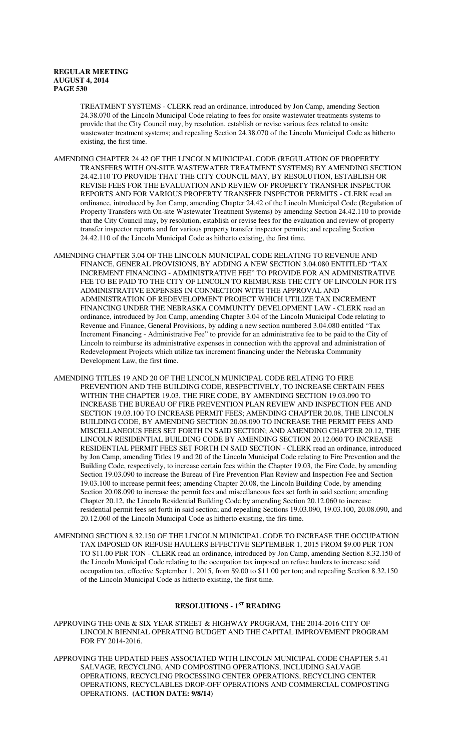TREATMENT SYSTEMS - CLERK read an ordinance, introduced by Jon Camp, amending Section 24.38.070 of the Lincoln Municipal Code relating to fees for onsite wastewater treatments systems to provide that the City Council may, by resolution, establish or revise various fees related to onsite wastewater treatment systems; and repealing Section 24.38.070 of the Lincoln Municipal Code as hitherto existing, the first time.

AMENDING CHAPTER 24.42 OF THE LINCOLN MUNICIPAL CODE (REGULATION OF PROPERTY TRANSFERS WITH ON-SITE WASTEWATER TREATMENT SYSTEMS) BY AMENDING SECTION 24.42.110 TO PROVIDE THAT THE CITY COUNCIL MAY, BY RESOLUTION, ESTABLISH OR REVISE FEES FOR THE EVALUATION AND REVIEW OF PROPERTY TRANSFER INSPECTOR REPORTS AND FOR VARIOUS PROPERTY TRANSFER INSPECTOR PERMITS - CLERK read an ordinance, introduced by Jon Camp, amending Chapter 24.42 of the Lincoln Municipal Code (Regulation of Property Transfers with On-site Wastewater Treatment Systems) by amending Section 24.42.110 to provide that the City Council may, by resolution, establish or revise fees for the evaluation and review of property transfer inspector reports and for various property transfer inspector permits; and repealing Section 24.42.110 of the Lincoln Municipal Code as hitherto existing, the first time.

AMENDING CHAPTER 3.04 OF THE LINCOLN MUNICIPAL CODE RELATING TO REVENUE AND FINANCE, GENERAL PROVISIONS, BY ADDING A NEW SECTION 3.04.080 ENTITLED "TAX INCREMENT FINANCING - ADMINISTRATIVE FEE" TO PROVIDE FOR AN ADMINISTRATIVE FEE TO BE PAID TO THE CITY OF LINCOLN TO REIMBURSE THE CITY OF LINCOLN FOR ITS ADMINISTRATIVE EXPENSES IN CONNECTION WITH THE APPROVAL AND ADMINISTRATION OF REDEVELOPMENT PROJECT WHICH UTILIZE TAX INCREMENT FINANCING UNDER THE NEBRASKA COMMUNITY DEVELOPMENT LAW - CLERK read an ordinance, introduced by Jon Camp, amending Chapter 3.04 of the Lincoln Municipal Code relating to Revenue and Finance, General Provisions, by adding a new section numbered 3.04.080 entitled "Tax Increment Financing - Administrative Fee" to provide for an administrative fee to be paid to the City of Lincoln to reimburse its administrative expenses in connection with the approval and administration of Redevelopment Projects which utilize tax increment financing under the Nebraska Community Development Law, the first time.

AMENDING TITLES 19 AND 20 OF THE LINCOLN MUNICIPAL CODE RELATING TO FIRE PREVENTION AND THE BUILDING CODE, RESPECTIVELY, TO INCREASE CERTAIN FEES WITHIN THE CHAPTER 19.03, THE FIRE CODE, BY AMENDING SECTION 19.03.090 TO INCREASE THE BUREAU OF FIRE PREVENTION PLAN REVIEW AND INSPECTION FEE AND SECTION 19.03.100 TO INCREASE PERMIT FEES; AMENDING CHAPTER 20.08, THE LINCOLN BUILDING CODE, BY AMENDING SECTION 20.08.090 TO INCREASE THE PERMIT FEES AND MISCELLANEOUS FEES SET FORTH IN SAID SECTION; AND AMENDING CHAPTER 20.12, THE LINCOLN RESIDENTIAL BUILDING CODE BY AMENDING SECTION 20.12.060 TO INCREASE RESIDENTIAL PERMIT FEES SET FORTH IN SAID SECTION - CLERK read an ordinance, introduced by Jon Camp, amending Titles 19 and 20 of the Lincoln Municipal Code relating to Fire Prevention and the Building Code, respectively, to increase certain fees within the Chapter 19.03, the Fire Code, by amending Section 19.03.090 to increase the Bureau of Fire Prevention Plan Review and Inspection Fee and Section 19.03.100 to increase permit fees; amending Chapter 20.08, the Lincoln Building Code, by amending Section 20.08.090 to increase the permit fees and miscellaneous fees set forth in said section; amending Chapter 20.12, the Lincoln Residential Building Code by amending Section 20.12.060 to increase residential permit fees set forth in said section; and repealing Sections 19.03.090, 19.03.100, 20.08.090, and 20.12.060 of the Lincoln Municipal Code as hitherto existing, the firs time.

AMENDING SECTION 8.32.150 OF THE LINCOLN MUNICIPAL CODE TO INCREASE THE OCCUPATION TAX IMPOSED ON REFUSE HAULERS EFFECTIVE SEPTEMBER 1, 2015 FROM $9.00 PER TON TO $11.00 PER TON - CLERK read an ordinance, introduced by Jon Camp, amending Section 8.32.150 of the Lincoln Municipal Code relating to the occupation tax imposed on refuse haulers to increase said occupation tax, effective September 1, 2015, from $9.00 to $11.00 per ton; and repealing Section 8.32.150 of the Lincoln Municipal Code as hitherto existing, the first time.

## RESOLUTIONS - 1ST READING

APPROVING THE ONE & SIX YEAR STREET & HIGHWAY PROGRAM, THE 2014-2016 CITY OF LINCOLN BIENNIAL OPERATING BUDGET AND THE CAPITAL IMPROVEMENT PROGRAM FOR FY 2014-2016.

APPROVING THE UPDATED FEES ASSOCIATED WITH LINCOLN MUNICIPAL CODE CHAPTER 5.41 SALVAGE, RECYCLING, AND COMPOSTING OPERATIONS, INCLUDING SALVAGE OPERATIONS, RECYCLING PROCESSING CENTER OPERATIONS, RECYCLING CENTER OPERATIONS, RECYCLABLES DROP-OFF OPERATIONS AND COMMERCIAL COMPOSTING OPERATIONS. **(ACTION DATE: 9/8/14)**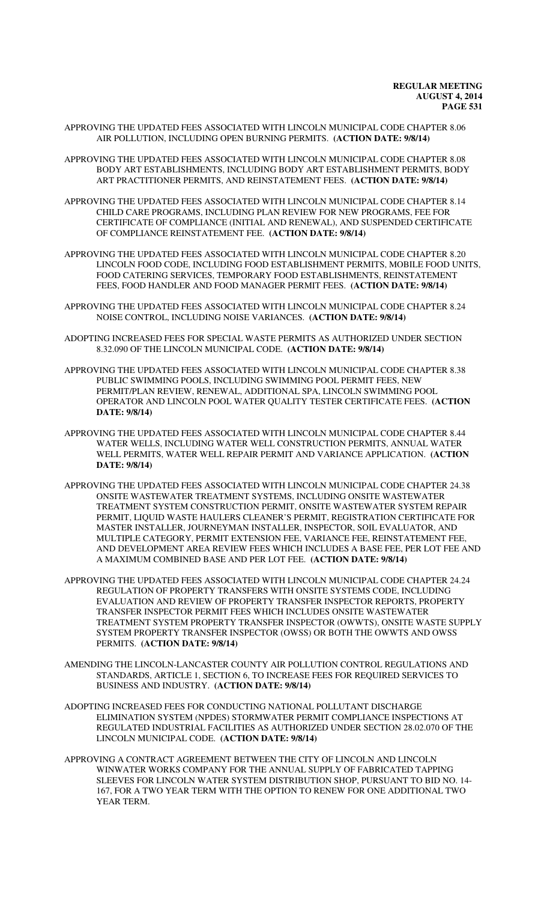APPROVING THE UPDATED FEES ASSOCIATED WITH LINCOLN MUNICIPAL CODE CHAPTER 8.06 AIR POLLUTION, INCLUDING OPEN BURNING PERMITS. **(ACTION DATE: 9/8/14)**

APPROVING THE UPDATED FEES ASSOCIATED WITH LINCOLN MUNICIPAL CODE CHAPTER 8.08 BODY ART ESTABLISHMENTS, INCLUDING BODY ART ESTABLISHMENT PERMITS, BODY ART PRACTITIONER PERMITS, AND REINSTATEMENT FEES. **(ACTION DATE: 9/8/14)**

APPROVING THE UPDATED FEES ASSOCIATED WITH LINCOLN MUNICIPAL CODE CHAPTER 8.14 CHILD CARE PROGRAMS, INCLUDING PLAN REVIEW FOR NEW PROGRAMS, FEE FOR CERTIFICATE OF COMPLIANCE (INITIAL AND RENEWAL), AND SUSPENDED CERTIFICATE OF COMPLIANCE REINSTATEMENT FEE. **(ACTION DATE: 9/8/14)**

APPROVING THE UPDATED FEES ASSOCIATED WITH LINCOLN MUNICIPAL CODE CHAPTER 8.20 LINCOLN FOOD CODE, INCLUDING FOOD ESTABLISHMENT PERMITS, MOBILE FOOD UNITS, FOOD CATERING SERVICES, TEMPORARY FOOD ESTABLISHMENTS, REINSTATEMENT FEES, FOOD HANDLER AND FOOD MANAGER PERMIT FEES. **(ACTION DATE: 9/8/14)**

APPROVING THE UPDATED FEES ASSOCIATED WITH LINCOLN MUNICIPAL CODE CHAPTER 8.24 NOISE CONTROL, INCLUDING NOISE VARIANCES. **(ACTION DATE: 9/8/14)**

ADOPTING INCREASED FEES FOR SPECIAL WASTE PERMITS AS AUTHORIZED UNDER SECTION 8.32.090 OF THE LINCOLN MUNICIPAL CODE. **(ACTION DATE: 9/8/14)**

APPROVING THE UPDATED FEES ASSOCIATED WITH LINCOLN MUNICIPAL CODE CHAPTER 8.38 PUBLIC SWIMMING POOLS, INCLUDING SWIMMING POOL PERMIT FEES, NEW PERMIT/PLAN REVIEW, RENEWAL, ADDITIONAL SPA, LINCOLN SWIMMING POOL OPERATOR AND LINCOLN POOL WATER QUALITY TESTER CERTIFICATE FEES. **(ACTION DATE: 9/8/14)**

APPROVING THE UPDATED FEES ASSOCIATED WITH LINCOLN MUNICIPAL CODE CHAPTER 8.44 WATER WELLS, INCLUDING WATER WELL CONSTRUCTION PERMITS, ANNUAL WATER WELL PERMITS, WATER WELL REPAIR PERMIT AND VARIANCE APPLICATION. **(ACTION DATE: 9/8/14)**

APPROVING THE UPDATED FEES ASSOCIATED WITH LINCOLN MUNICIPAL CODE CHAPTER 24.38 ONSITE WASTEWATER TREATMENT SYSTEMS, INCLUDING ONSITE WASTEWATER TREATMENT SYSTEM CONSTRUCTION PERMIT, ONSITE WASTEWATER SYSTEM REPAIR PERMIT, LIQUID WASTE HAULERS CLEANER'S PERMIT, REGISTRATION CERTIFICATE FOR MASTER INSTALLER, JOURNEYMAN INSTALLER, INSPECTOR, SOIL EVALUATOR, AND MULTIPLE CATEGORY, PERMIT EXTENSION FEE, VARIANCE FEE, REINSTATEMENT FEE, AND DEVELOPMENT AREA REVIEW FEES WHICH INCLUDES A BASE FEE, PER LOT FEE AND A MAXIMUM COMBINED BASE AND PER LOT FEE. **(ACTION DATE: 9/8/14)**

APPROVING THE UPDATED FEES ASSOCIATED WITH LINCOLN MUNICIPAL CODE CHAPTER 24.24 REGULATION OF PROPERTY TRANSFERS WITH ONSITE SYSTEMS CODE, INCLUDING EVALUATION AND REVIEW OF PROPERTY TRANSFER INSPECTOR REPORTS, PROPERTY TRANSFER INSPECTOR PERMIT FEES WHICH INCLUDES ONSITE WASTEWATER TREATMENT SYSTEM PROPERTY TRANSFER INSPECTOR (OWWTS), ONSITE WASTE SUPPLY SYSTEM PROPERTY TRANSFER INSPECTOR (OWSS) OR BOTH THE OWWTS AND OWSS PERMITS. **(ACTION DATE: 9/8/14)**

AMENDING THE LINCOLN-LANCASTER COUNTY AIR POLLUTION CONTROL REGULATIONS AND STANDARDS, ARTICLE 1, SECTION 6, TO INCREASE FEES FOR REQUIRED SERVICES TO BUSINESS AND INDUSTRY. **(ACTION DATE: 9/8/14)**

ADOPTING INCREASED FEES FOR CONDUCTING NATIONAL POLLUTANT DISCHARGE ELIMINATION SYSTEM (NPDES) STORMWATER PERMIT COMPLIANCE INSPECTIONS AT REGULATED INDUSTRIAL FACILITIES AS AUTHORIZED UNDER SECTION 28.02.070 OF THE LINCOLN MUNICIPAL CODE. **(ACTION DATE: 9/8/14)**

APPROVING A CONTRACT AGREEMENT BETWEEN THE CITY OF LINCOLN AND LINCOLN WINWATER WORKS COMPANY FOR THE ANNUAL SUPPLY OF FABRICATED TAPPING SLEEVES FOR LINCOLN WATER SYSTEM DISTRIBUTION SHOP, PURSUANT TO BID NO. 14-167, FOR A TWO YEAR TERM WITH THE OPTION TO RENEW FOR ONE ADDITIONAL TWO YEAR TERM.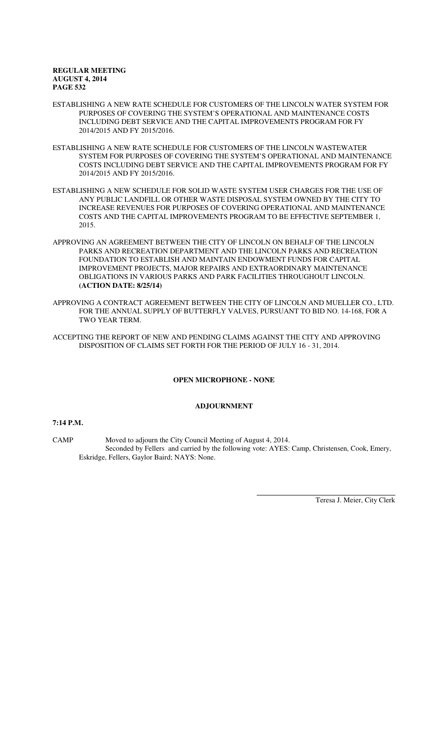ESTABLISHING A NEW RATE SCHEDULE FOR CUSTOMERS OF THE LINCOLN WATER SYSTEM FOR PURPOSES OF COVERING THE SYSTEM'S OPERATIONAL AND MAINTENANCE COSTS INCLUDING DEBT SERVICE AND THE CAPITAL IMPROVEMENTS PROGRAM FOR FY 2014/2015 AND FY 2015/2016.

ESTABLISHING A NEW RATE SCHEDULE FOR CUSTOMERS OF THE LINCOLN WASTEWATER SYSTEM FOR PURPOSES OF COVERING THE SYSTEM'S OPERATIONAL AND MAINTENANCE COSTS INCLUDING DEBT SERVICE AND THE CAPITAL IMPROVEMENTS PROGRAM FOR FY 2014/2015 AND FY 2015/2016.

ESTABLISHING A NEW SCHEDULE FOR SOLID WASTE SYSTEM USER CHARGES FOR THE USE OF ANY PUBLIC LANDFILL OR OTHER WASTE DISPOSAL SYSTEM OWNED BY THE CITY TO INCREASE REVENUES FOR PURPOSES OF COVERING OPERATIONAL AND MAINTENANCE COSTS AND THE CAPITAL IMPROVEMENTS PROGRAM TO BE EFFECTIVE SEPTEMBER 1, 2015.

APPROVING AN AGREEMENT BETWEEN THE CITY OF LINCOLN ON BEHALF OF THE LINCOLN PARKS AND RECREATION DEPARTMENT AND THE LINCOLN PARKS AND RECREATION FOUNDATION TO ESTABLISH AND MAINTAIN ENDOWMENT FUNDS FOR CAPITAL IMPROVEMENT PROJECTS, MAJOR REPAIRS AND EXTRAORDINARY MAINTENANCE OBLIGATIONS IN VARIOUS PARKS AND PARK FACILITIES THROUGHOUT LINCOLN. **(ACTION DATE: 8/25/14)**

APPROVING A CONTRACT AGREEMENT BETWEEN THE CITY OF LINCOLN AND MUELLER CO., LTD. FOR THE ANNUAL SUPPLY OF BUTTERFLY VALVES, PURSUANT TO BID NO. 14-168, FOR A TWO YEAR TERM.

ACCEPTING THE REPORT OF NEW AND PENDING CLAIMS AGAINST THE CITY AND APPROVING DISPOSITION OF CLAIMS SET FORTH FOR THE PERIOD OF JULY 16 - 31, 2014.

## OPEN MICROPHONE - NONE

## ADJOURNMENT

**7:14 P.M.**

CAMP Moved to adjourn the City Council Meeting of August 4, 2014.
Seconded by Fellers and carried by the following vote: AYES: Camp, Christensen, Cook, Emery, Eskridge, Fellers, Gaylor Baird; NAYS: None.

Teresa J. Meier, City Clerk